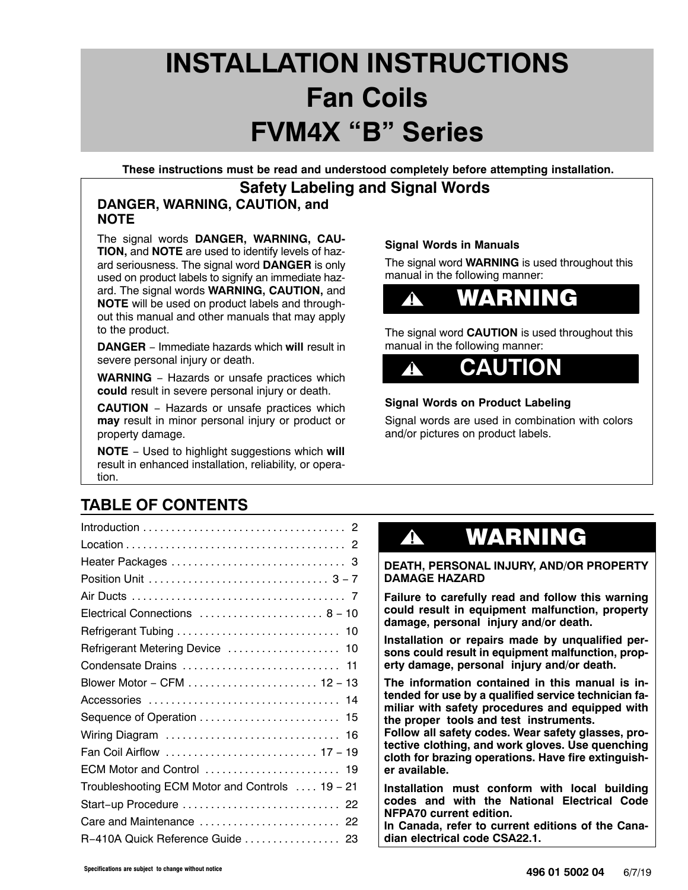# INSTALLATION INSTRUCTIONS
# Fan Coils
# FVM4X "B" Series

**These instructions must be read and understood completely before attempting installation.**

## Safety Labeling and Signal Words

### DANGER, WARNING, CAUTION, and NOTE

The signal words **DANGER, WARNING, CAUTION,** and **NOTE** are used to identify levels of hazard seriousness. The signal word **DANGER** is only used on product labels to signify an immediate hazard. The signal words **WARNING, CAUTION,** and **NOTE** will be used on product labels and throughout this manual and other manuals that may apply to the product.

**DANGER** − Immediate hazards which **will** result in severe personal injury or death.

**WARNING** − Hazards or unsafe practices which **could** result in severe personal injury or death.

**CAUTION** − Hazards or unsafe practices which **may** result in minor personal injury or product or property damage.

**NOTE** − Used to highlight suggestions which **will** result in enhanced installation, reliability, or operation.

**Signal Words in Manuals**

The signal word **WARNING** is used throughout this manual in the following manner:

**⚠ WARNING**

The signal word **CAUTION** is used throughout this manual in the following manner:

**⚠ CAUTION**

**Signal Words on Product Labeling**

Signal words are used in combination with colors and/or pictures on product labels.

## TABLE OF CONTENTS

| Section | Page |
|---|---|
| Introduction | 2 |
| Location | 2 |
| Heater Packages | 3 |
| Position Unit | 3 – 7 |
| Air Ducts | 7 |
| Electrical Connections | 8 – 10 |
| Refrigerant Tubing | 10 |
| Refrigerant Metering Device | 10 |
| Condensate Drains | 11 |
| Blower Motor − CFM | 12 – 13 |
| Accessories | 14 |
| Sequence of Operation | 15 |
| Wiring Diagram | 16 |
| Fan Coil Airflow | 17 – 19 |
| ECM Motor and Control | 19 |
| Troubleshooting ECM Motor and Controls | 19 – 21 |
| Start−up Procedure | 22 |
| Care and Maintenance | 22 |
| R−410A Quick Reference Guide | 23 |

**⚠ WARNING**

**DEATH, PERSONAL INJURY, AND/OR PROPERTY DAMAGE HAZARD**

**Failure to carefully read and follow this warning could result in equipment malfunction, property damage, personal injury and/or death.**

**Installation or repairs made by unqualified persons could result in equipment malfunction, property damage, personal injury and/or death.**

**The information contained in this manual is intended for use by a qualified service technician familiar with safety procedures and equipped with the proper tools and test instruments.**
**Follow all safety codes. Wear safety glasses, protective clothing, and work gloves. Use quenching cloth for brazing operations. Have fire extinguisher available.**

**Installation must conform with local building codes and with the National Electrical Code NFPA70 current edition.**
**In Canada, refer to current editions of the Canadian electrical code CSA22.1.**

Specifications are subject to change without notice

496 01 5002 04 6/7/19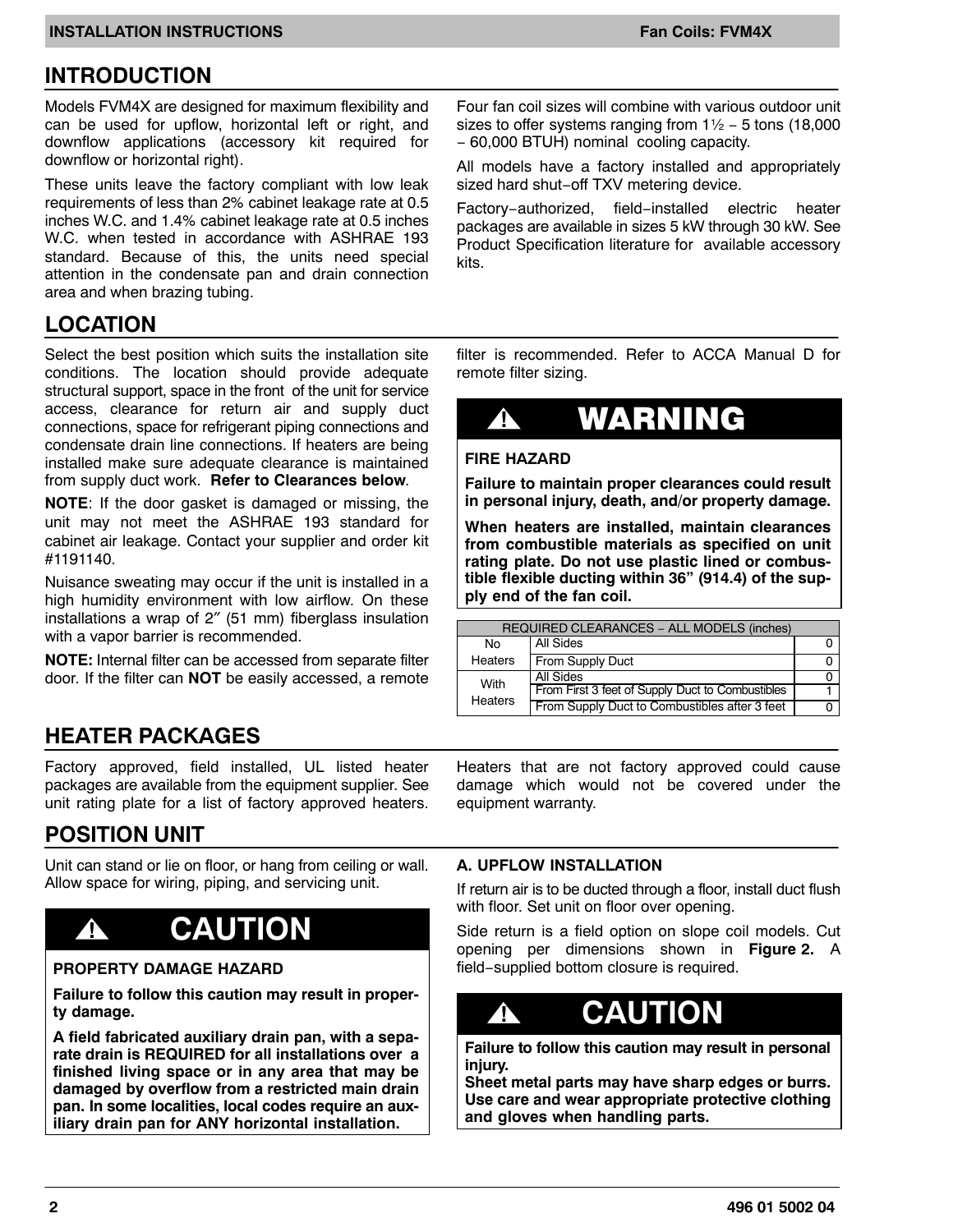## INTRODUCTION

Models FVM4X are designed for maximum flexibility and can be used for upflow, horizontal left or right, and downflow applications (accessory kit required for downflow or horizontal right).

These units leave the factory compliant with low leak requirements of less than 2% cabinet leakage rate at 0.5 inches W.C. and 1.4% cabinet leakage rate at 0.5 inches W.C. when tested in accordance with ASHRAE 193 standard. Because of this, the units need special attention in the condensate pan and drain connection area and when brazing tubing.

Four fan coil sizes will combine with various outdoor unit sizes to offer systems ranging from 1½ − 5 tons (18,000 − 60,000 BTUH) nominal cooling capacity.

All models have a factory installed and appropriately sized hard shut−off TXV metering device.

Factory−authorized, field−installed electric heater packages are available in sizes 5 kW through 30 kW. See Product Specification literature for available accessory kits.

## LOCATION

Select the best position which suits the installation site conditions. The location should provide adequate structural support, space in the front of the unit for service access, clearance for return air and supply duct connections, space for refrigerant piping connections and condensate drain line connections. If heaters are being installed make sure adequate clearance is maintained from supply duct work. **Refer to Clearances below**.

**NOTE**: If the door gasket is damaged or missing, the unit may not meet the ASHRAE 193 standard for cabinet air leakage. Contact your supplier and order kit #1191140.

Nuisance sweating may occur if the unit is installed in a high humidity environment with low airflow. On these installations a wrap of 2″ (51 mm) fiberglass insulation with a vapor barrier is recommended.

**NOTE:** Internal filter can be accessed from separate filter door. If the filter can **NOT** be easily accessed, a remote filter is recommended. Refer to ACCA Manual D for remote filter sizing.

> **⚠ WARNING**
>
> **FIRE HAZARD**
>
> **Failure to maintain proper clearances could result in personal injury, death, and/or property damage.**
>
> **When heaters are installed, maintain clearances from combustible materials as specified on unit rating plate. Do not use plastic lined or combustible flexible ducting within 36” (914.4) of the supply end of the fan coil.**

| REQUIRED CLEARANCES − ALL MODELS (inches) | | |
|---|---|---|
| No Heaters | All Sides | 0 |
| | From Supply Duct | 0 |
| With Heaters | All Sides | 0 |
| | From First 3 feet of Supply Duct to Combustibles | 1 |
| | From Supply Duct to Combustibles after 3 feet | 0 |

## HEATER PACKAGES

Factory approved, field installed, UL listed heater packages are available from the equipment supplier. See unit rating plate for a list of factory approved heaters. Heaters that are not factory approved could cause damage which would not be covered under the equipment warranty.

## POSITION UNIT

Unit can stand or lie on floor, or hang from ceiling or wall. Allow space for wiring, piping, and servicing unit.

> **⚠ CAUTION**
>
> **PROPERTY DAMAGE HAZARD**
>
> **Failure to follow this caution may result in property damage.**
>
> **A field fabricated auxiliary drain pan, with a separate drain is REQUIRED for all installations over a finished living space or in any area that may be damaged by overflow from a restricted main drain pan. In some localities, local codes require an auxiliary drain pan for ANY horizontal installation.**

### A. UPFLOW INSTALLATION

If return air is to be ducted through a floor, install duct flush with floor. Set unit on floor over opening.

Side return is a field option on slope coil models. Cut opening per dimensions shown in **Figure 2.** A field−supplied bottom closure is required.

> **⚠ CAUTION**
>
> **Failure to follow this caution may result in personal injury.**
>
> **Sheet metal parts may have sharp edges or burrs. Use care and wear appropriate protective clothing and gloves when handling parts.**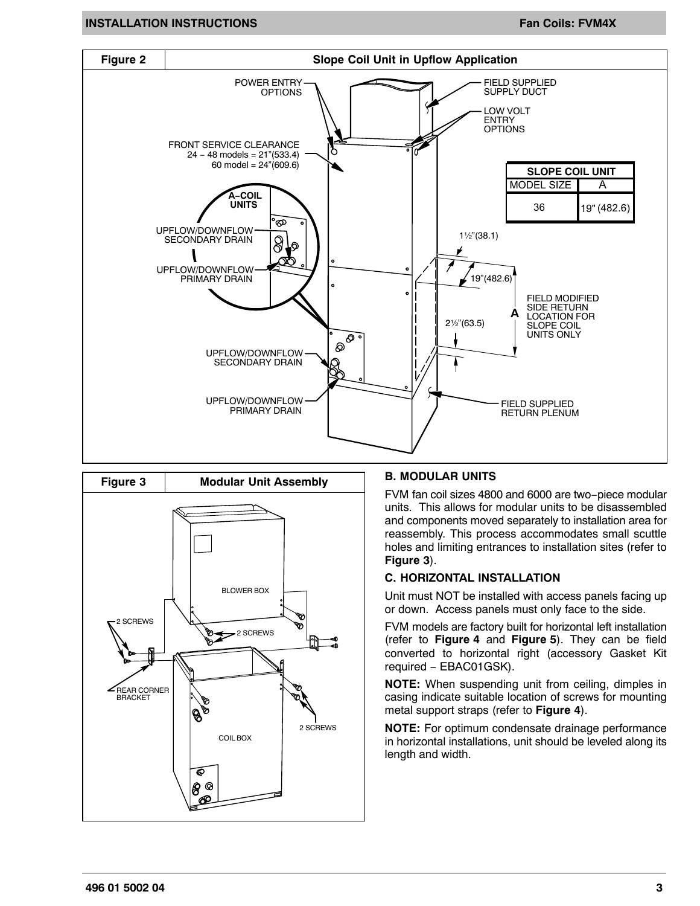Figure 2 — Slope Coil Unit in Upflow Application

POWER ENTRY OPTIONS

FIELD SUPPLIED SUPPLY DUCT

LOW VOLT ENTRY OPTIONS

FRONT SERVICE CLEARANCE
24 − 48 models = 21"(533.4)
60 model = 24"(609.6)

A−COIL UNITS

UPFLOW/DOWNFLOW SECONDARY DRAIN

UPFLOW/DOWNFLOW PRIMARY DRAIN

| SLOPE COIL UNIT | |
|---|---|
| MODEL SIZE | A |
| 36 | 19" (482.6) |

1½"(38.1)

19"(482.6)

2½"(63.5)

A

FIELD MODIFIED SIDE RETURN LOCATION FOR SLOPE COIL UNITS ONLY

UPFLOW/DOWNFLOW SECONDARY DRAIN

UPFLOW/DOWNFLOW PRIMARY DRAIN

FIELD SUPPLIED RETURN PLENUM

Figure 3 — Modular Unit Assembly

BLOWER BOX

2 SCREWS

2 SCREWS

REAR CORNER BRACKET

2 SCREWS

COIL BOX

## B. MODULAR UNITS

FVM fan coil sizes 4800 and 6000 are two−piece modular units. This allows for modular units to be disassembled and components moved separately to installation area for reassembly. This process accommodates small scuttle holes and limiting entrances to installation sites (refer to **Figure 3**).

## C. HORIZONTAL INSTALLATION

Unit must NOT be installed with access panels facing up or down. Access panels must only face to the side.

FVM models are factory built for horizontal left installation (refer to **Figure 4** and **Figure 5**). They can be field converted to horizontal right (accessory Gasket Kit required − EBAC01GSK).

**NOTE:** When suspending unit from ceiling, dimples in casing indicate suitable location of screws for mounting metal support straps (refer to **Figure 4**).

**NOTE:** For optimum condensate drainage performance in horizontal installations, unit should be leveled along its length and width.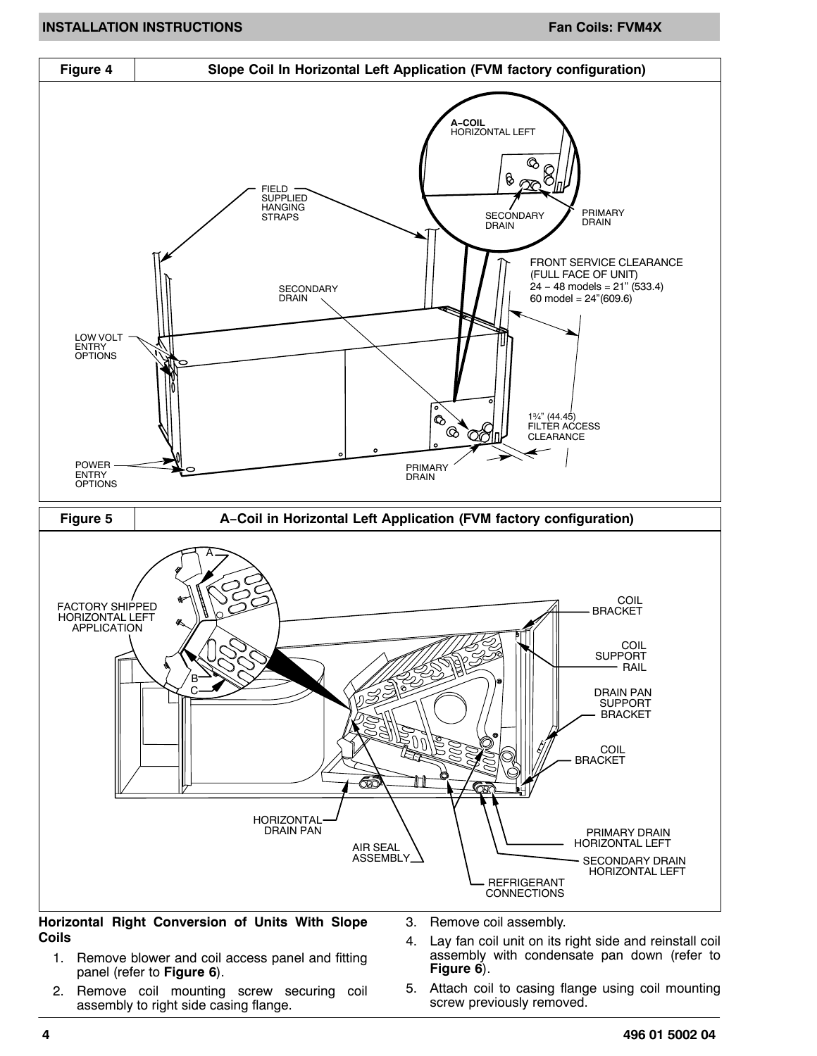| Figure 4 | Slope Coil In Horizontal Left Application (FVM factory configuration) |
|---|---|

| Figure 5 | A−Coil in Horizontal Left Application (FVM factory configuration) |
|---|---|

**Horizontal Right Conversion of Units With Slope Coils**

1. Remove blower and coil access panel and fitting panel (refer to **Figure 6**).
2. Remove coil mounting screw securing coil assembly to right side casing flange.
3. Remove coil assembly.
4. Lay fan coil unit on its right side and reinstall coil assembly with condensate pan down (refer to **Figure 6**).
5. Attach coil to casing flange using coil mounting screw previously removed.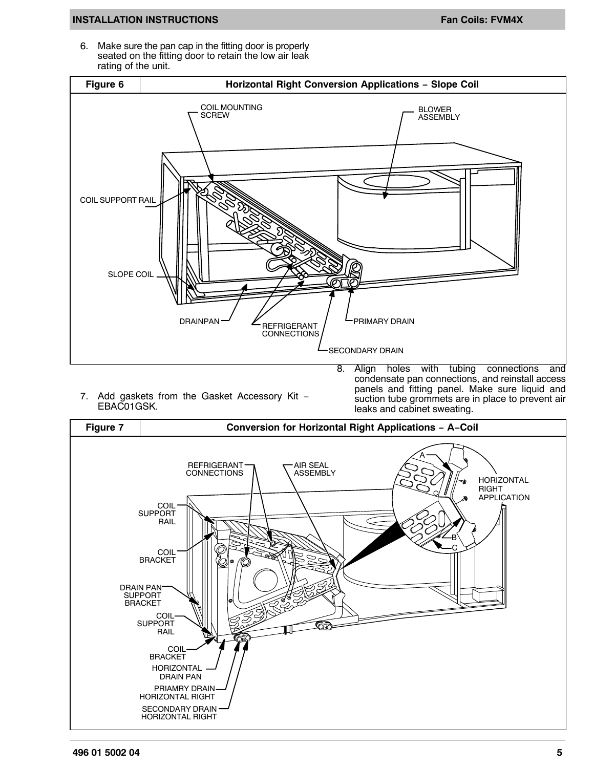6. Make sure the pan cap in the fitting door is properly seated on the fitting door to retain the low air leak rating of the unit.

| Figure 6 | Horizontal Right Conversion Applications – Slope Coil |
|---|---|

COIL MOUNTING SCREW

BLOWER ASSEMBLY

COIL SUPPORT RAIL

SLOPE COIL

DRAINPAN

REFRIGERANT CONNECTIONS

PRIMARY DRAIN

SECONDARY DRAIN

7. Add gaskets from the Gasket Accessory Kit – EBAC01GSK.

8. Align holes with tubing connections and condensate pan connections, and reinstall access panels and fitting panel. Make sure liquid and suction tube grommets are in place to prevent air leaks and cabinet sweating.

| Figure 7 | Conversion for Horizontal Right Applications – A–Coil |
|---|---|

REFRIGERANT CONNECTIONS

AIR SEAL ASSEMBLY

A

HORIZONTAL RIGHT APPLICATION

B

C

COIL SUPPORT RAIL

COIL BRACKET

DRAIN PAN SUPPORT BRACKET

COIL SUPPORT RAIL

COIL BRACKET

HORIZONTAL DRAIN PAN

PRIAMRY DRAIN HORIZONTAL RIGHT

SECONDARY DRAIN HORIZONTAL RIGHT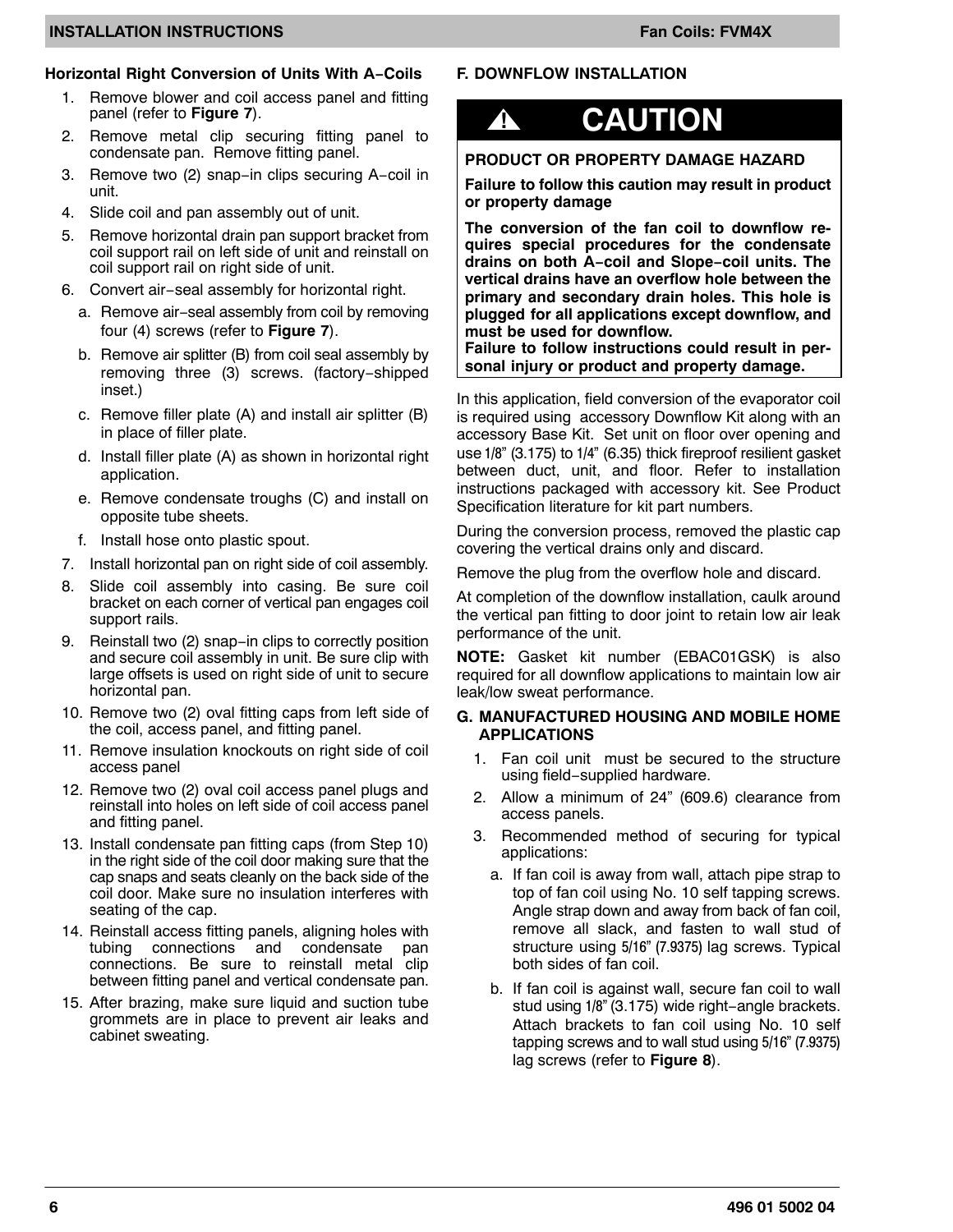### Horizontal Right Conversion of Units With A−Coils

1. Remove blower and coil access panel and fitting panel (refer to **Figure 7**).
2. Remove metal clip securing fitting panel to condensate pan. Remove fitting panel.
3. Remove two (2) snap−in clips securing A−coil in unit.
4. Slide coil and pan assembly out of unit.
5. Remove horizontal drain pan support bracket from coil support rail on left side of unit and reinstall on coil support rail on right side of unit.
6. Convert air−seal assembly for horizontal right.
   a. Remove air−seal assembly from coil by removing four (4) screws (refer to **Figure 7**).
   b. Remove air splitter (B) from coil seal assembly by removing three (3) screws. (factory−shipped inset.)
   c. Remove filler plate (A) and install air splitter (B) in place of filler plate.
   d. Install filler plate (A) as shown in horizontal right application.
   e. Remove condensate troughs (C) and install on opposite tube sheets.
   f. Install hose onto plastic spout.
7. Install horizontal pan on right side of coil assembly.
8. Slide coil assembly into casing. Be sure coil bracket on each corner of vertical pan engages coil support rails.
9. Reinstall two (2) snap−in clips to correctly position and secure coil assembly in unit. Be sure clip with large offsets is used on right side of unit to secure horizontal pan.
10. Remove two (2) oval fitting caps from left side of the coil, access panel, and fitting panel.
11. Remove insulation knockouts on right side of coil access panel
12. Remove two (2) oval coil access panel plugs and reinstall into holes on left side of coil access panel and fitting panel.
13. Install condensate pan fitting caps (from Step 10) in the right side of the coil door making sure that the cap snaps and seats cleanly on the back side of the coil door. Make sure no insulation interferes with seating of the cap.
14. Reinstall access fitting panels, aligning holes with tubing connections and condensate pan connections. Be sure to reinstall metal clip between fitting panel and vertical condensate pan.
15. After brazing, make sure liquid and suction tube grommets are in place to prevent air leaks and cabinet sweating.

### F. DOWNFLOW INSTALLATION

> **⚠ CAUTION**
>
> **PRODUCT OR PROPERTY DAMAGE HAZARD**
>
> **Failure to follow this caution may result in product or property damage**
>
> **The conversion of the fan coil to downflow requires special procedures for the condensate drains on both A−coil and Slope−coil units. The vertical drains have an overflow hole between the primary and secondary drain holes. This hole is plugged for all applications except downflow, and must be used for downflow.**
> **Failure to follow instructions could result in personal injury or product and property damage.**

In this application, field conversion of the evaporator coil is required using accessory Downflow Kit along with an accessory Base Kit. Set unit on floor over opening and use 1/8" (3.175) to 1/4" (6.35) thick fireproof resilient gasket between duct, unit, and floor. Refer to installation instructions packaged with accessory kit. See Product Specification literature for kit part numbers.

During the conversion process, removed the plastic cap covering the vertical drains only and discard.

Remove the plug from the overflow hole and discard.

At completion of the downflow installation, caulk around the vertical pan fitting to door joint to retain low air leak performance of the unit.

**NOTE:** Gasket kit number (EBAC01GSK) is also required for all downflow applications to maintain low air leak/low sweat performance.

### G. MANUFACTURED HOUSING AND MOBILE HOME APPLICATIONS

1. Fan coil unit must be secured to the structure using field−supplied hardware.
2. Allow a minimum of 24" (609.6) clearance from access panels.
3. Recommended method of securing for typical applications:
   a. If fan coil is away from wall, attach pipe strap to top of fan coil using No. 10 self tapping screws. Angle strap down and away from back of fan coil, remove all slack, and fasten to wall stud of structure using 5/16" (7.9375) lag screws. Typical both sides of fan coil.
   b. If fan coil is against wall, secure fan coil to wall stud using 1/8" (3.175) wide right−angle brackets. Attach brackets to fan coil using No. 10 self tapping screws and to wall stud using 5/16" (7.9375) lag screws (refer to **Figure 8**).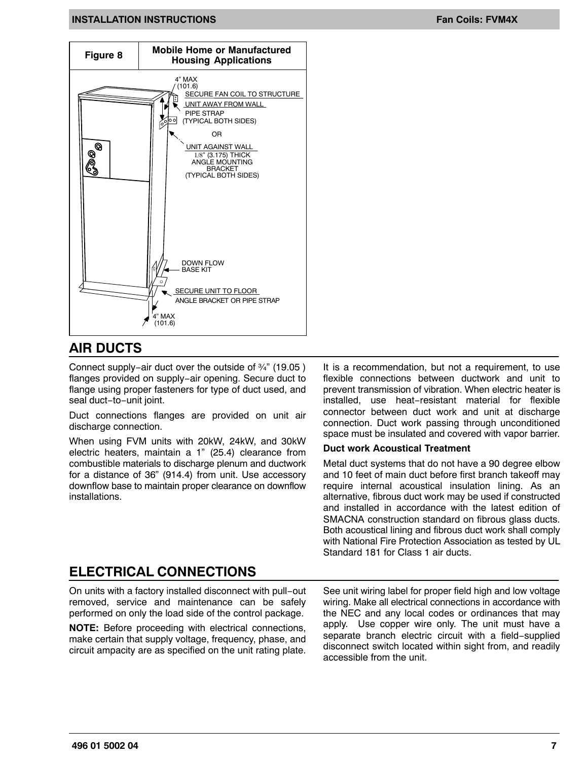**Figure 8 — Mobile Home or Manufactured Housing Applications**

4" MAX (101.6)
SECURE FAN COIL TO STRUCTURE
UNIT AWAY FROM WALL
PIPE STRAP (TYPICAL BOTH SIDES)
OR
UNIT AGAINST WALL
1/8" (3.175) THICK ANGLE MOUNTING BRACKET (TYPICAL BOTH SIDES)
DOWN FLOW BASE KIT
SECURE UNIT TO FLOOR
ANGLE BRACKET OR PIPE STRAP
4" MAX (101.6)

## AIR DUCTS

Connect supply−air duct over the outside of ¾" (19.05 ) flanges provided on supply−air opening. Secure duct to flange using proper fasteners for type of duct used, and seal duct−to−unit joint.

Duct connections flanges are provided on unit air discharge connection.

When using FVM units with 20kW, 24kW, and 30kW electric heaters, maintain a 1" (25.4) clearance from combustible materials to discharge plenum and ductwork for a distance of 36" (914.4) from unit. Use accessory downflow base to maintain proper clearance on downflow installations.

It is a recommendation, but not a requirement, to use flexible connections between ductwork and unit to prevent transmission of vibration. When electric heater is installed, use heat−resistant material for flexible connector between duct work and unit at discharge connection. Duct work passing through unconditioned space must be insulated and covered with vapor barrier.

### Duct work Acoustical Treatment

Metal duct systems that do not have a 90 degree elbow and 10 feet of main duct before first branch takeoff may require internal acoustical insulation lining. As an alternative, fibrous duct work may be used if constructed and installed in accordance with the latest edition of SMACNA construction standard on fibrous glass ducts. Both acoustical lining and fibrous duct work shall comply with National Fire Protection Association as tested by UL Standard 181 for Class 1 air ducts.

## ELECTRICAL CONNECTIONS

On units with a factory installed disconnect with pull−out removed, service and maintenance can be safely performed on only the load side of the control package.

**NOTE:** Before proceeding with electrical connections, make certain that supply voltage, frequency, phase, and circuit ampacity are as specified on the unit rating plate.

See unit wiring label for proper field high and low voltage wiring. Make all electrical connections in accordance with the NEC and any local codes or ordinances that may apply. Use copper wire only. The unit must have a separate branch electric circuit with a field−supplied disconnect switch located within sight from, and readily accessible from the unit.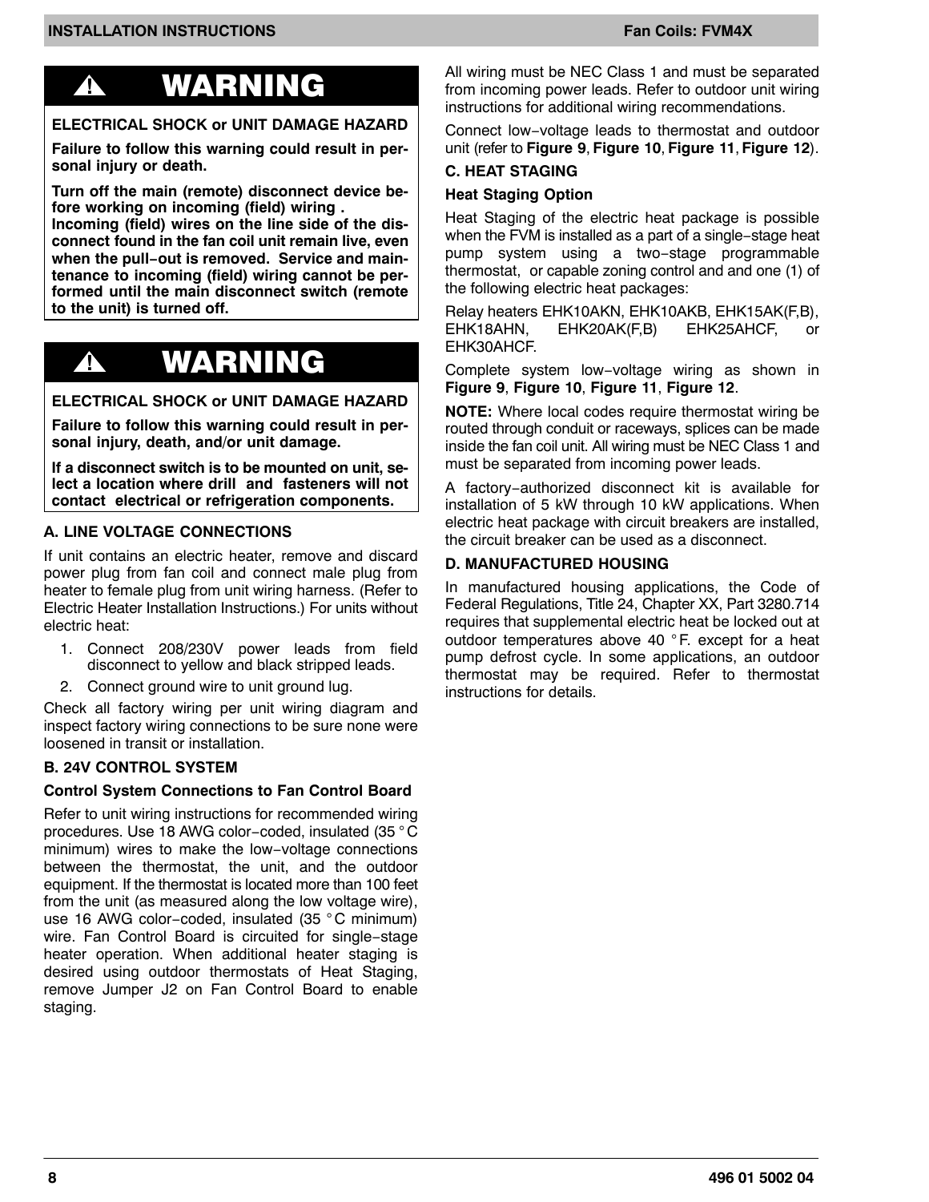## ⚠ WARNING

**ELECTRICAL SHOCK or UNIT DAMAGE HAZARD**

**Failure to follow this warning could result in personal injury or death.**

**Turn off the main (remote) disconnect device before working on incoming (field) wiring .**
**Incoming (field) wires on the line side of the disconnect found in the fan coil unit remain live, even when the pull−out is removed. Service and maintenance to incoming (field) wiring cannot be performed until the main disconnect switch (remote to the unit) is turned off.**

## ⚠ WARNING

**ELECTRICAL SHOCK or UNIT DAMAGE HAZARD**

**Failure to follow this warning could result in personal injury, death, and/or unit damage.**

**If a disconnect switch is to be mounted on unit, select a location where drill and fasteners will not contact electrical or refrigeration components.**

### A. LINE VOLTAGE CONNECTIONS

If unit contains an electric heater, remove and discard power plug from fan coil and connect male plug from heater to female plug from unit wiring harness. (Refer to Electric Heater Installation Instructions.) For units without electric heat:

1. Connect 208/230V power leads from field disconnect to yellow and black stripped leads.
2. Connect ground wire to unit ground lug.

Check all factory wiring per unit wiring diagram and inspect factory wiring connections to be sure none were loosened in transit or installation.

### B. 24V CONTROL SYSTEM

**Control System Connections to Fan Control Board**

Refer to unit wiring instructions for recommended wiring procedures. Use 18 AWG color−coded, insulated (35 °C minimum) wires to make the low−voltage connections between the thermostat, the unit, and the outdoor equipment. If the thermostat is located more than 100 feet from the unit (as measured along the low voltage wire), use 16 AWG color−coded, insulated (35 °C minimum) wire. Fan Control Board is circuited for single−stage heater operation. When additional heater staging is desired using outdoor thermostats of Heat Staging, remove Jumper J2 on Fan Control Board to enable staging.

All wiring must be NEC Class 1 and must be separated from incoming power leads. Refer to outdoor unit wiring instructions for additional wiring recommendations.

Connect low−voltage leads to thermostat and outdoor unit (refer to **Figure 9**, **Figure 10**, **Figure 11**, **Figure 12**).

### C. HEAT STAGING

**Heat Staging Option**

Heat Staging of the electric heat package is possible when the FVM is installed as a part of a single−stage heat pump system using a two−stage programmable thermostat, or capable zoning control and and one (1) of the following electric heat packages:

Relay heaters EHK10AKN, EHK10AKB, EHK15AK(F,B), EHK18AHN, EHK20AK(F,B) EHK25AHCF, or EHK30AHCF.

Complete system low−voltage wiring as shown in **Figure 9**, **Figure 10**, **Figure 11**, **Figure 12**.

**NOTE:** Where local codes require thermostat wiring be routed through conduit or raceways, splices can be made inside the fan coil unit. All wiring must be NEC Class 1 and must be separated from incoming power leads.

A factory−authorized disconnect kit is available for installation of 5 kW through 10 kW applications. When electric heat package with circuit breakers are installed, the circuit breaker can be used as a disconnect.

### D. MANUFACTURED HOUSING

In manufactured housing applications, the Code of Federal Regulations, Title 24, Chapter XX, Part 3280.714 requires that supplemental electric heat be locked out at outdoor temperatures above 40 °F. except for a heat pump defrost cycle. In some applications, an outdoor thermostat may be required. Refer to thermostat instructions for details.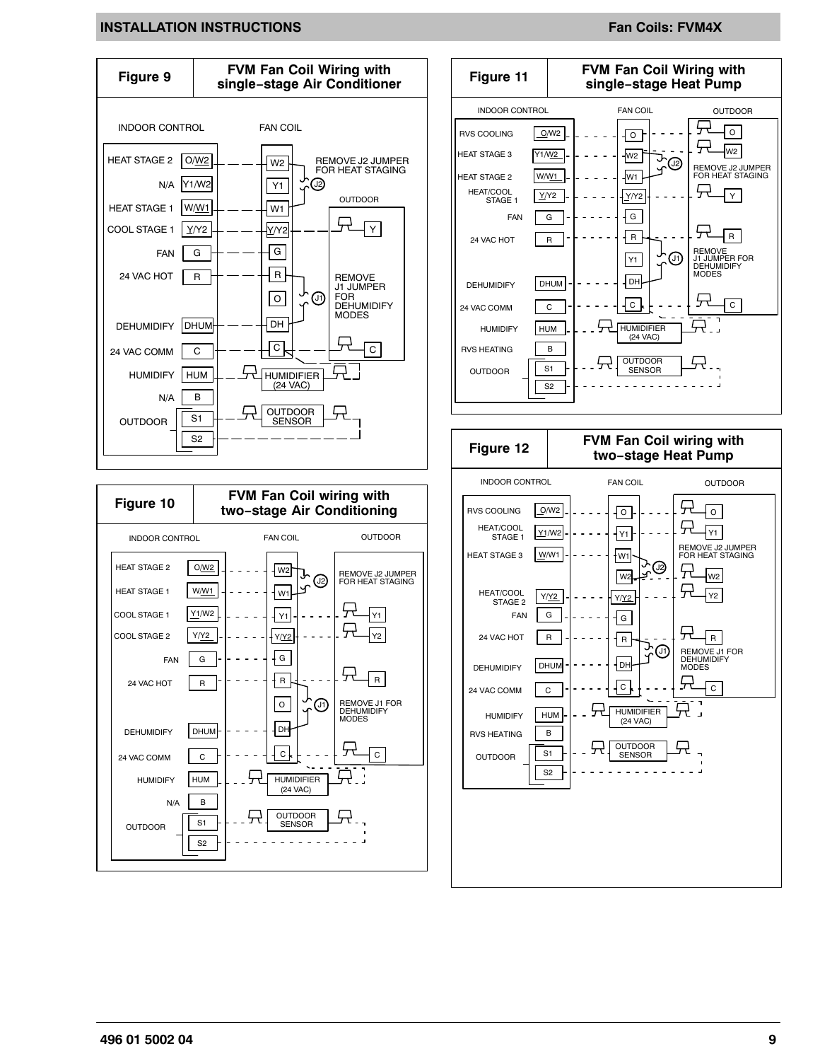**Figure 9** — FVM Fan Coil Wiring with single-stage Air Conditioner

INDOOR CONTROL / FAN COIL / OUTDOOR

HEAT STAGE 2 O/W2 — W2
N/A Y1/W2 — Y1
HEAT STAGE 1 W/W1 — W1
COOL STAGE 1 Y/Y2 — Y/Y2 — Y
FAN G — G
24 VAC HOT R — R
O
DEHUMIDIFY DHUM — DH
24 VAC COMM C — C — C
HUMIDIFY HUM — HUMIDIFIER (24 VAC)
N/A B
OUTDOOR S1, S2 — OUTDOOR SENSOR

REMOVE J2 JUMPER FOR HEAT STAGING

REMOVE J1 JUMPER FOR DEHUMIDIFY MODES

**Figure 10** — FVM Fan Coil wiring with two-stage Air Conditioning

INDOOR CONTROL / FAN COIL / OUTDOOR

HEAT STAGE 2 O/W2 — W2
HEAT STAGE 1 W/W1 — W1
COOL STAGE 1 Y1/W2 — Y1 — Y1
COOL STAGE 2 Y/Y2 — Y/Y2 — Y2
FAN G — G
24 VAC HOT R — R — R
O
DEHUMIDIFY DHUM — DH
24 VAC COMM C — C — C
HUMIDIFY HUM — HUMIDIFIER (24 VAC)
N/A B
OUTDOOR S1, S2 — OUTDOOR SENSOR

REMOVE J2 JUMPER FOR HEAT STAGING

REMOVE J1 FOR DEHUMIDIFY MODES

**Figure 11** — FVM Fan Coil Wiring with single-stage Heat Pump

INDOOR CONTROL / FAN COIL / OUTDOOR

RVS COOLING O/W2 — O — O
HEAT STAGE 3 Y1/W2 — W2 — W2
HEAT STAGE 2 W/W1 — W1
HEAT/COOL STAGE 1 Y/Y2 — Y/Y2 — Y
FAN G — G
24 VAC HOT R — R — R
Y1
DEHUMIDIFY DHUM — DH
24 VAC COMM C — C — C
HUMIDIFY HUM — HUMIDIFIER (24 VAC)
RVS HEATING B
OUTDOOR S1, S2 — OUTDOOR SENSOR

REMOVE J2 JUMPER FOR HEAT STAGING

REMOVE J1 JUMPER FOR DEHUMIDIFY MODES

**Figure 12** — FVM Fan Coil wiring with two-stage Heat Pump

INDOOR CONTROL / FAN COIL / OUTDOOR

RVS COOLING O/W2 — O — O
HEAT/COOL STAGE 1 Y1/W2 — Y1 — Y1
HEAT STAGE 3 W/W1 — W1
W2 — W2
HEAT/COOL STAGE 2 Y/Y2 — Y/Y2 — Y2
FAN G — G
24 VAC HOT R — R — R
DEHUMIDIFY DHUM — DH
24 VAC COMM C — C — C
HUMIDIFY HUM — HUMIDIFIER (24 VAC)
RVS HEATING B
OUTDOOR S1, S2 — OUTDOOR SENSOR

REMOVE J2 JUMPER FOR HEAT STAGING

REMOVE J1 FOR DEHUMIDIFY MODES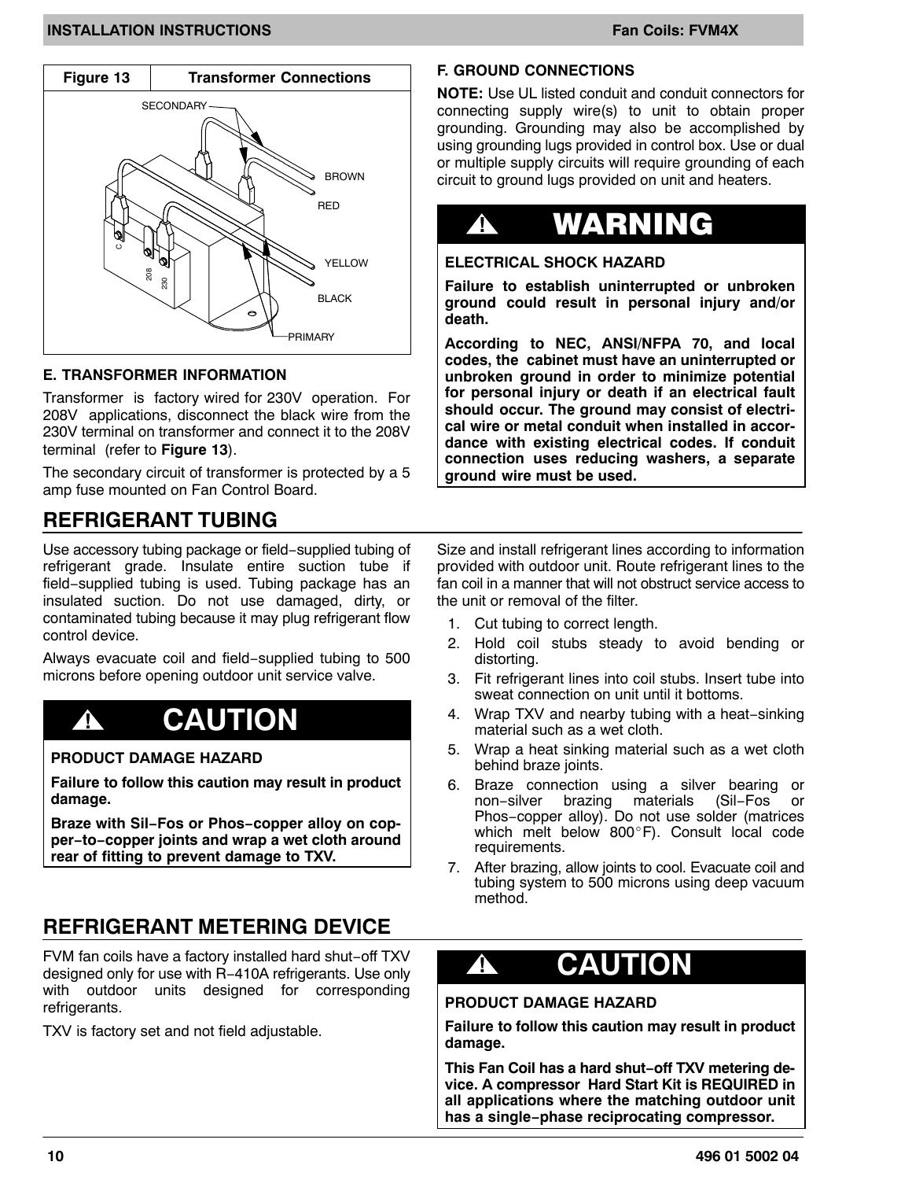**Figure 13 — Transformer Connections**

SECONDARY

BROWN

RED

C

208

230

YELLOW

BLACK

PRIMARY

### E. TRANSFORMER INFORMATION

Transformer is factory wired for 230V operation. For 208V applications, disconnect the black wire from the 230V terminal on transformer and connect it to the 208V terminal (refer to **Figure 13**).

The secondary circuit of transformer is protected by a 5 amp fuse mounted on Fan Control Board.

### F. GROUND CONNECTIONS

**NOTE:** Use UL listed conduit and conduit connectors for connecting supply wire(s) to unit to obtain proper grounding. Grounding may also be accomplished by using grounding lugs provided in control box. Use or dual or multiple supply circuits will require grounding of each circuit to ground lugs provided on unit and heaters.

> **⚠ WARNING**
>
> **ELECTRICAL SHOCK HAZARD**
>
> **Failure to establish uninterrupted or unbroken ground could result in personal injury and/or death.**
>
> **According to NEC, ANSI/NFPA 70, and local codes, the cabinet must have an uninterrupted or unbroken ground in order to minimize potential for personal injury or death if an electrical fault should occur. The ground may consist of electrical wire or metal conduit when installed in accordance with existing electrical codes. If conduit connection uses reducing washers, a separate ground wire must be used.**

## REFRIGERANT TUBING

Use accessory tubing package or field−supplied tubing of refrigerant grade. Insulate entire suction tube if field−supplied tubing is used. Tubing package has an insulated suction. Do not use damaged, dirty, or contaminated tubing because it may plug refrigerant flow control device.

Always evacuate coil and field−supplied tubing to 500 microns before opening outdoor unit service valve.

> **⚠ CAUTION**
>
> **PRODUCT DAMAGE HAZARD**
>
> **Failure to follow this caution may result in product damage.**
>
> **Braze with Sil−Fos or Phos−copper alloy on copper−to−copper joints and wrap a wet cloth around rear of fitting to prevent damage to TXV.**

Size and install refrigerant lines according to information provided with outdoor unit. Route refrigerant lines to the fan coil in a manner that will not obstruct service access to the unit or removal of the filter.

1. Cut tubing to correct length.
2. Hold coil stubs steady to avoid bending or distorting.
3. Fit refrigerant lines into coil stubs. Insert tube into sweat connection on unit until it bottoms.
4. Wrap TXV and nearby tubing with a heat−sinking material such as a wet cloth.
5. Wrap a heat sinking material such as a wet cloth behind braze joints.
6. Braze connection using a silver bearing or non−silver brazing materials (Sil−Fos or Phos−copper alloy). Do not use solder (matrices which melt below 800°F). Consult local code requirements.
7. After brazing, allow joints to cool. Evacuate coil and tubing system to 500 microns using deep vacuum method.

## REFRIGERANT METERING DEVICE

FVM fan coils have a factory installed hard shut−off TXV designed only for use with R−410A refrigerants. Use only with outdoor units designed for corresponding refrigerants.

TXV is factory set and not field adjustable.

> **⚠ CAUTION**
>
> **PRODUCT DAMAGE HAZARD**
>
> **Failure to follow this caution may result in product damage.**
>
> **This Fan Coil has a hard shut−off TXV metering device. A compressor Hard Start Kit is REQUIRED in all applications where the matching outdoor unit has a single−phase reciprocating compressor.**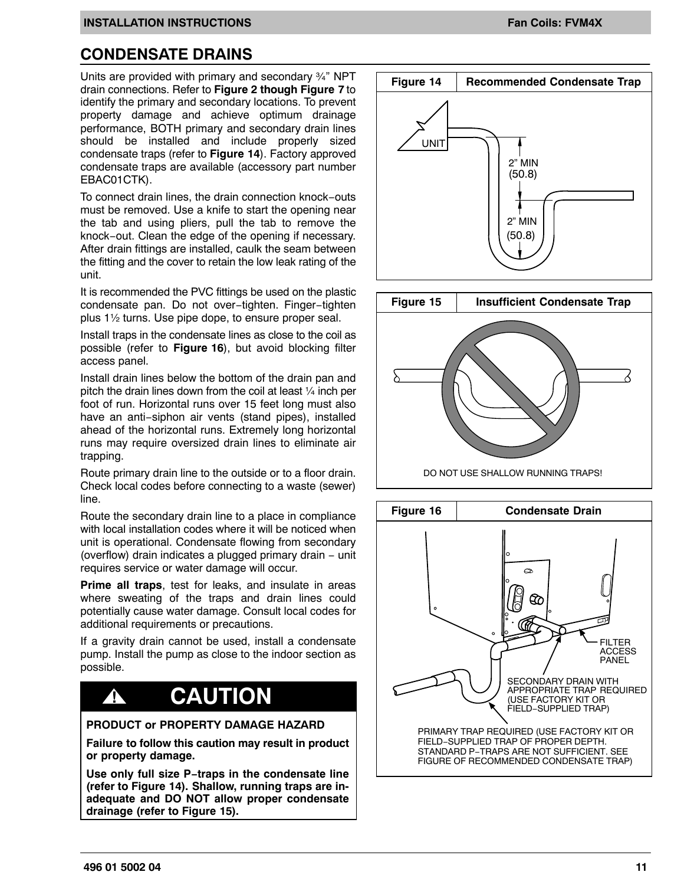## CONDENSATE DRAINS

Units are provided with primary and secondary ¾" NPT drain connections. Refer to **Figure 2 though Figure 7** to identify the primary and secondary locations. To prevent property damage and achieve optimum drainage performance, BOTH primary and secondary drain lines should be installed and include properly sized condensate traps (refer to **Figure 14**). Factory approved condensate traps are available (accessory part number EBAC01CTK).

To connect drain lines, the drain connection knock−outs must be removed. Use a knife to start the opening near the tab and using pliers, pull the tab to remove the knock−out. Clean the edge of the opening if necessary. After drain fittings are installed, caulk the seam between the fitting and the cover to retain the low leak rating of the unit.

It is recommended the PVC fittings be used on the plastic condensate pan. Do not over−tighten. Finger−tighten plus 1½ turns. Use pipe dope, to ensure proper seal.

Install traps in the condensate lines as close to the coil as possible (refer to **Figure 16**), but avoid blocking filter access panel.

Install drain lines below the bottom of the drain pan and pitch the drain lines down from the coil at least ¼ inch per foot of run. Horizontal runs over 15 feet long must also have an anti−siphon air vents (stand pipes), installed ahead of the horizontal runs. Extremely long horizontal runs may require oversized drain lines to eliminate air trapping.

Route primary drain line to the outside or to a floor drain. Check local codes before connecting to a waste (sewer) line.

Route the secondary drain line to a place in compliance with local installation codes where it will be noticed when unit is operational. Condensate flowing from secondary (overflow) drain indicates a plugged primary drain − unit requires service or water damage will occur.

**Prime all traps**, test for leaks, and insulate in areas where sweating of the traps and drain lines could potentially cause water damage. Consult local codes for additional requirements or precautions.

If a gravity drain cannot be used, install a condensate pump. Install the pump as close to the indoor section as possible.

> **⚠ CAUTION**
>
> **PRODUCT or PROPERTY DAMAGE HAZARD**
>
> **Failure to follow this caution may result in product or property damage.**
>
> **Use only full size P−traps in the condensate line (refer to Figure 14). Shallow, running traps are inadequate and DO NOT allow proper condensate drainage (refer to Figure 15).**

**Figure 14 — Recommended Condensate Trap**

UNIT

2" MIN (50.8)

2" MIN (50.8)

**Figure 15 — Insufficient Condensate Trap**

DO NOT USE SHALLOW RUNNING TRAPS!

**Figure 16 — Condensate Drain**

FILTER ACCESS PANEL

SECONDARY DRAIN WITH APPROPRIATE TRAP REQUIRED (USE FACTORY KIT OR FIELD−SUPPLIED TRAP)

PRIMARY TRAP REQUIRED (USE FACTORY KIT OR FIELD−SUPPLIED TRAP OF PROPER DEPTH. STANDARD P−TRAPS ARE NOT SUFFICIENT. SEE FIGURE OF RECOMMENDED CONDENSATE TRAP)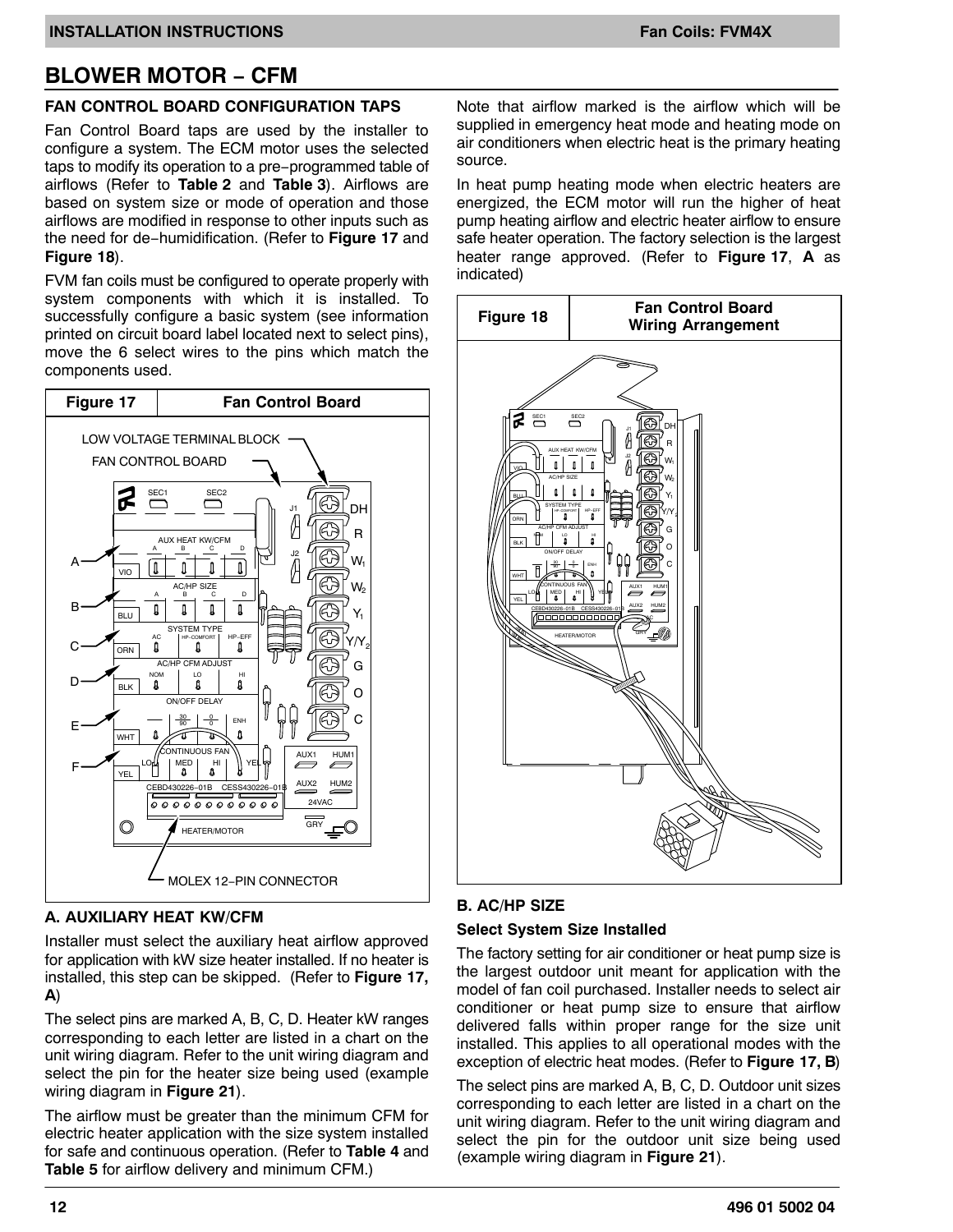# BLOWER MOTOR – CFM

## FAN CONTROL BOARD CONFIGURATION TAPS

Fan Control Board taps are used by the installer to configure a system. The ECM motor uses the selected taps to modify its operation to a pre-programmed table of airflows (Refer to **Table 2** and **Table 3**). Airflows are based on system size or mode of operation and those airflows are modified in response to other inputs such as the need for de-humidification. (Refer to **Figure 17** and **Figure 18**).

FVM fan coils must be configured to operate properly with system components with which it is installed. To successfully configure a basic system (see information printed on circuit board label located next to select pins), move the 6 select wires to the pins which match the components used.

**Figure 17 — Fan Control Board**

### A. AUXILIARY HEAT KW/CFM

Installer must select the auxiliary heat airflow approved for application with kW size heater installed. If no heater is installed, this step can be skipped. (Refer to **Figure 17, A**)

The select pins are marked A, B, C, D. Heater kW ranges corresponding to each letter are listed in a chart on the unit wiring diagram. Refer to the unit wiring diagram and select the pin for the heater size being used (example wiring diagram in **Figure 21**).

The airflow must be greater than the minimum CFM for electric heater application with the size system installed for safe and continuous operation. (Refer to **Table 4** and **Table 5** for airflow delivery and minimum CFM.)

Note that airflow marked is the airflow which will be supplied in emergency heat mode and heating mode on air conditioners when electric heat is the primary heating source.

In heat pump heating mode when electric heaters are energized, the ECM motor will run the higher of heat pump heating airflow and electric heater airflow to ensure safe heater operation. The factory selection is the largest heater range approved. (Refer to **Figure 17**, **A** as indicated)

**Figure 18 — Fan Control Board Wiring Arrangement**

### B. AC/HP SIZE

#### Select System Size Installed

The factory setting for air conditioner or heat pump size is the largest outdoor unit meant for application with the model of fan coil purchased. Installer needs to select air conditioner or heat pump size to ensure that airflow delivered falls within proper range for the size unit installed. This applies to all operational modes with the exception of electric heat modes. (Refer to **Figure 17, B**)

The select pins are marked A, B, C, D. Outdoor unit sizes corresponding to each letter are listed in a chart on the unit wiring diagram. Refer to the unit wiring diagram and select the pin for the outdoor unit size being used (example wiring diagram in **Figure 21**).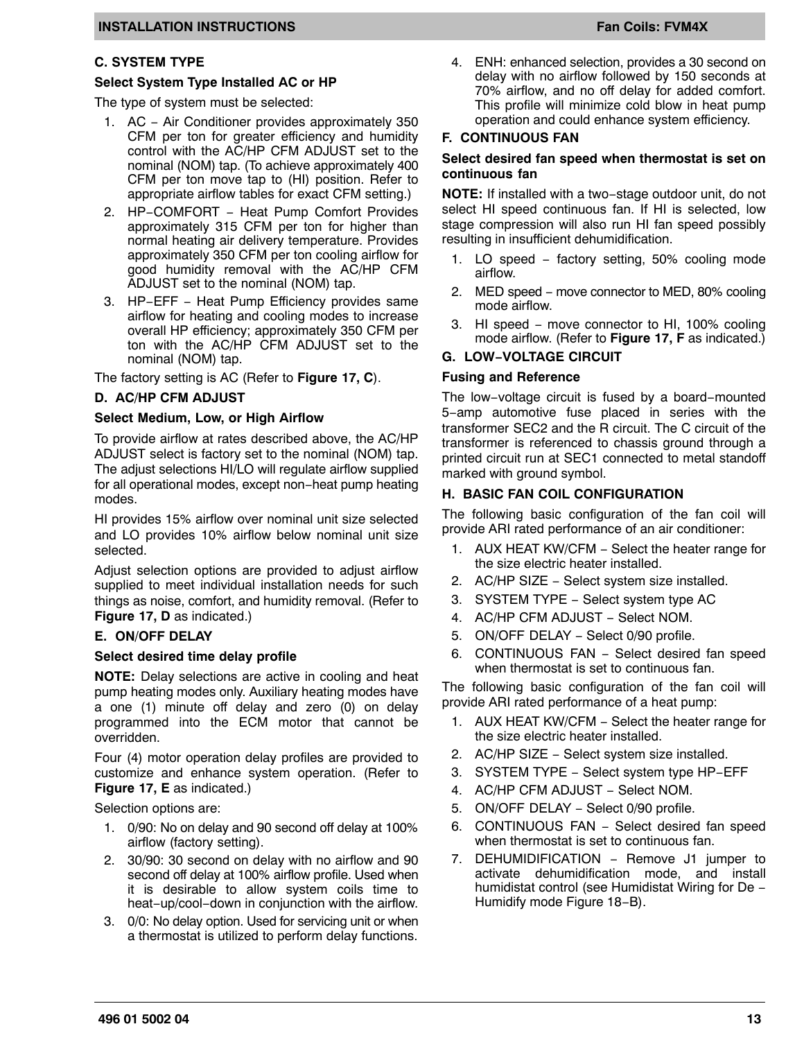### C. SYSTEM TYPE

**Select System Type Installed AC or HP**

The type of system must be selected:

1. AC − Air Conditioner provides approximately 350 CFM per ton for greater efficiency and humidity control with the AC/HP CFM ADJUST set to the nominal (NOM) tap. (To achieve approximately 400 CFM per ton move tap to (HI) position. Refer to appropriate airflow tables for exact CFM setting.)
2. HP−COMFORT − Heat Pump Comfort Provides approximately 315 CFM per ton for higher than normal heating air delivery temperature. Provides approximately 350 CFM per ton cooling airflow for good humidity removal with the AC/HP CFM ADJUST set to the nominal (NOM) tap.
3. HP−EFF − Heat Pump Efficiency provides same airflow for heating and cooling modes to increase overall HP efficiency; approximately 350 CFM per ton with the AC/HP CFM ADJUST set to the nominal (NOM) tap.

The factory setting is AC (Refer to **Figure 17, C**).

### D. AC/HP CFM ADJUST

**Select Medium, Low, or High Airflow**

To provide airflow at rates described above, the AC/HP ADJUST select is factory set to the nominal (NOM) tap. The adjust selections HI/LO will regulate airflow supplied for all operational modes, except non−heat pump heating modes.

HI provides 15% airflow over nominal unit size selected and LO provides 10% airflow below nominal unit size selected.

Adjust selection options are provided to adjust airflow supplied to meet individual installation needs for such things as noise, comfort, and humidity removal. (Refer to **Figure 17, D** as indicated.)

### E. ON/OFF DELAY

**Select desired time delay profile**

**NOTE:** Delay selections are active in cooling and heat pump heating modes only. Auxiliary heating modes have a one (1) minute off delay and zero (0) on delay programmed into the ECM motor that cannot be overridden.

Four (4) motor operation delay profiles are provided to customize and enhance system operation. (Refer to **Figure 17, E** as indicated.)

Selection options are:

1. 0/90: No on delay and 90 second off delay at 100% airflow (factory setting).
2. 30/90: 30 second on delay with no airflow and 90 second off delay at 100% airflow profile. Used when it is desirable to allow system coils time to heat−up/cool−down in conjunction with the airflow.
3. 0/0: No delay option. Used for servicing unit or when a thermostat is utilized to perform delay functions.
4. ENH: enhanced selection, provides a 30 second on delay with no airflow followed by 150 seconds at 70% airflow, and no off delay for added comfort. This profile will minimize cold blow in heat pump operation and could enhance system efficiency.

### F. CONTINUOUS FAN

**Select desired fan speed when thermostat is set on continuous fan**

**NOTE:** If installed with a two−stage outdoor unit, do not select HI speed continuous fan. If HI is selected, low stage compression will also run HI fan speed possibly resulting in insufficient dehumidification.

1. LO speed − factory setting, 50% cooling mode airflow.
2. MED speed − move connector to MED, 80% cooling mode airflow.
3. HI speed − move connector to HI, 100% cooling mode airflow. (Refer to **Figure 17, F** as indicated.)

### G. LOW−VOLTAGE CIRCUIT

**Fusing and Reference**

The low−voltage circuit is fused by a board−mounted 5−amp automotive fuse placed in series with the transformer SEC2 and the R circuit. The C circuit of the transformer is referenced to chassis ground through a printed circuit run at SEC1 connected to metal standoff marked with ground symbol.

### H. BASIC FAN COIL CONFIGURATION

The following basic configuration of the fan coil will provide ARI rated performance of an air conditioner:

1. AUX HEAT KW/CFM − Select the heater range for the size electric heater installed.
2. AC/HP SIZE − Select system size installed.
3. SYSTEM TYPE − Select system type AC
4. AC/HP CFM ADJUST − Select NOM.
5. ON/OFF DELAY − Select 0/90 profile.
6. CONTINUOUS FAN − Select desired fan speed when thermostat is set to continuous fan.

The following basic configuration of the fan coil will provide ARI rated performance of a heat pump:

1. AUX HEAT KW/CFM − Select the heater range for the size electric heater installed.
2. AC/HP SIZE − Select system size installed.
3. SYSTEM TYPE − Select system type HP−EFF
4. AC/HP CFM ADJUST − Select NOM.
5. ON/OFF DELAY − Select 0/90 profile.
6. CONTINUOUS FAN − Select desired fan speed when thermostat is set to continuous fan.
7. DEHUMIDIFICATION − Remove J1 jumper to activate dehumidification mode, and install humidistat control (see Humidistat Wiring for De − Humidify mode Figure 18−B).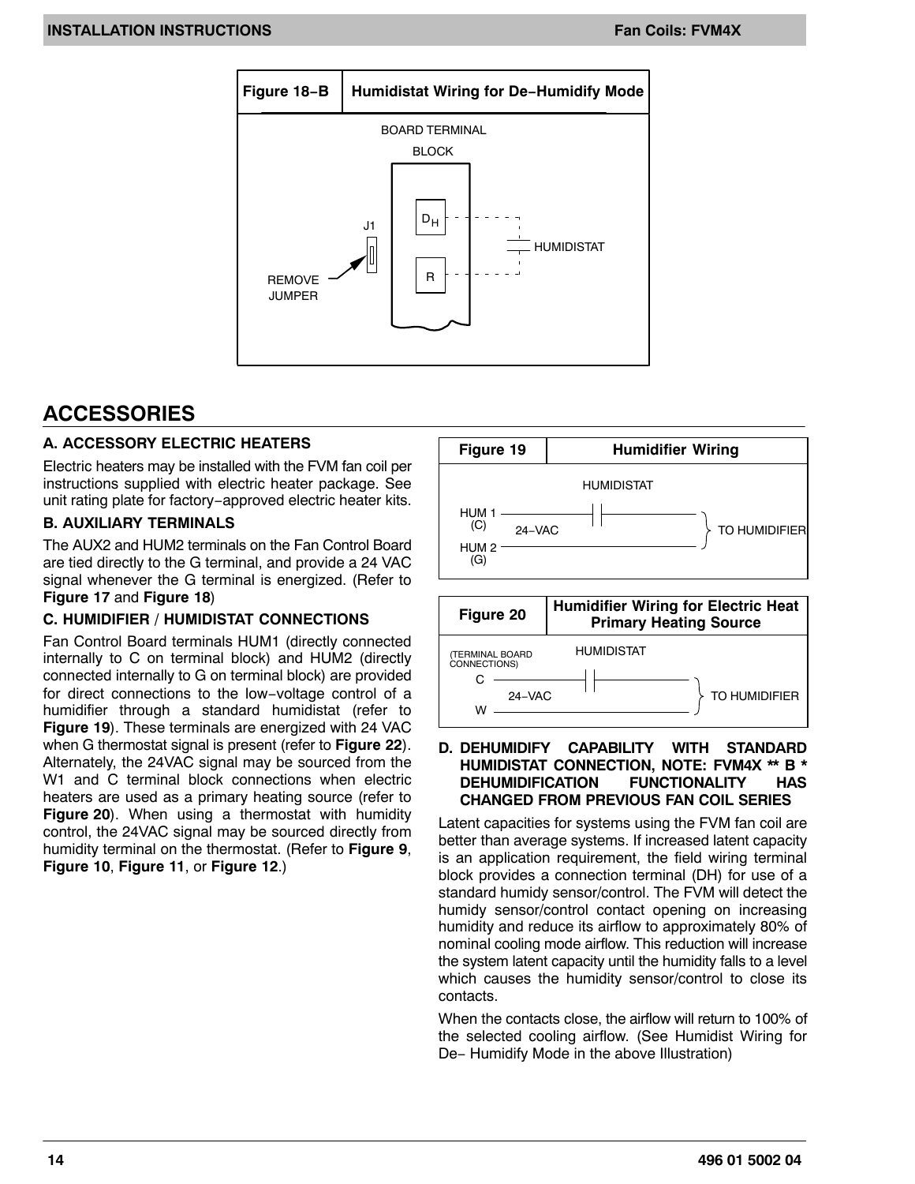**Figure 18−B Humidistat Wiring for De−Humidify Mode**

BOARD TERMINAL BLOCK

J1

$D_H$

R

HUMIDISTAT

REMOVE JUMPER

# ACCESSORIES

## A. ACCESSORY ELECTRIC HEATERS

Electric heaters may be installed with the FVM fan coil per instructions supplied with electric heater package. See unit rating plate for factory−approved electric heater kits.

## B. AUXILIARY TERMINALS

The AUX2 and HUM2 terminals on the Fan Control Board are tied directly to the G terminal, and provide a 24 VAC signal whenever the G terminal is energized. (Refer to **Figure 17** and **Figure 18**)

## C. HUMIDIFIER / HUMIDISTAT CONNECTIONS

Fan Control Board terminals HUM1 (directly connected internally to C on terminal block) and HUM2 (directly connected internally to G on terminal block) are provided for direct connections to the low−voltage control of a humidifier through a standard humidistat (refer to **Figure 19**). These terminals are energized with 24 VAC when G thermostat signal is present (refer to **Figure 22**). Alternately, the 24VAC signal may be sourced from the W1 and C terminal block connections when electric heaters are used as a primary heating source (refer to **Figure 20**). When using a thermostat with humidity control, the 24VAC signal may be sourced directly from humidity terminal on the thermostat. (Refer to **Figure 9**, **Figure 10**, **Figure 11**, or **Figure 12**.)

**Figure 19 Humidifier Wiring**

HUMIDISTAT

HUM 1 (C)

24−VAC

HUM 2 (G)

TO HUMIDIFIER

**Figure 20 Humidifier Wiring for Electric Heat Primary Heating Source**

(TERMINAL BOARD CONNECTIONS)

HUMIDISTAT

C

24−VAC

W

TO HUMIDIFIER

## D. DEHUMIDIFY CAPABILITY WITH STANDARD HUMIDISTAT CONNECTION, NOTE: FVM4X ** B * DEHUMIDIFICATION FUNCTIONALITY HAS CHANGED FROM PREVIOUS FAN COIL SERIES

Latent capacities for systems using the FVM fan coil are better than average systems. If increased latent capacity is an application requirement, the field wiring terminal block provides a connection terminal (DH) for use of a standard humidy sensor/control. The FVM will detect the humidy sensor/control contact opening on increasing humidity and reduce its airflow to approximately 80% of nominal cooling mode airflow. This reduction will increase the system latent capacity until the humidity falls to a level which causes the humidity sensor/control to close its contacts.

When the contacts close, the airflow will return to 100% of the selected cooling airflow. (See Humidist Wiring for De− Humidify Mode in the above Illustration)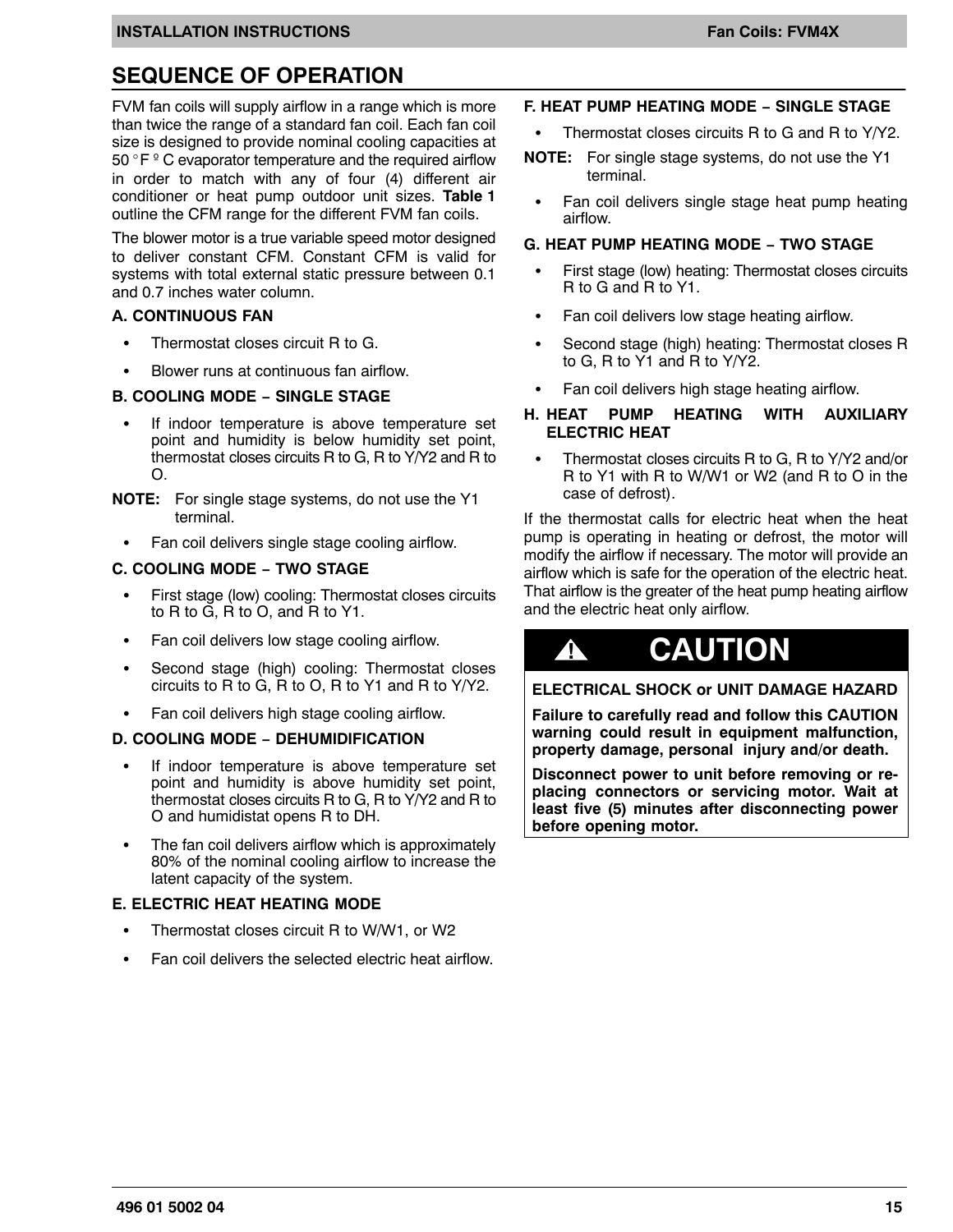# SEQUENCE OF OPERATION

FVM fan coils will supply airflow in a range which is more than twice the range of a standard fan coil. Each fan coil size is designed to provide nominal cooling capacities at 50 °F º C evaporator temperature and the required airflow in order to match with any of four (4) different air conditioner or heat pump outdoor unit sizes. **Table 1** outline the CFM range for the different FVM fan coils.

The blower motor is a true variable speed motor designed to deliver constant CFM. Constant CFM is valid for systems with total external static pressure between 0.1 and 0.7 inches water column.

### A. CONTINUOUS FAN

- Thermostat closes circuit R to G.
- Blower runs at continuous fan airflow.

### B. COOLING MODE – SINGLE STAGE

- If indoor temperature is above temperature set point and humidity is below humidity set point, thermostat closes circuits R to G, R to Y/Y2 and R to O.

**NOTE:** For single stage systems, do not use the Y1 terminal.

- Fan coil delivers single stage cooling airflow.

### C. COOLING MODE – TWO STAGE

- First stage (low) cooling: Thermostat closes circuits to R to G, R to O, and R to Y1.
- Fan coil delivers low stage cooling airflow.
- Second stage (high) cooling: Thermostat closes circuits to R to G, R to O, R to Y1 and R to Y/Y2.
- Fan coil delivers high stage cooling airflow.

### D. COOLING MODE – DEHUMIDIFICATION

- If indoor temperature is above temperature set point and humidity is above humidity set point, thermostat closes circuits R to G, R to Y/Y2 and R to O and humidistat opens R to DH.
- The fan coil delivers airflow which is approximately 80% of the nominal cooling airflow to increase the latent capacity of the system.

### E. ELECTRIC HEAT HEATING MODE

- Thermostat closes circuit R to W/W1, or W2
- Fan coil delivers the selected electric heat airflow.

### F. HEAT PUMP HEATING MODE – SINGLE STAGE

- Thermostat closes circuits R to G and R to Y/Y2.

**NOTE:** For single stage systems, do not use the Y1 terminal.

- Fan coil delivers single stage heat pump heating airflow.

### G. HEAT PUMP HEATING MODE – TWO STAGE

- First stage (low) heating: Thermostat closes circuits R to G and R to Y1.
- Fan coil delivers low stage heating airflow.
- Second stage (high) heating: Thermostat closes R to G, R to Y1 and R to Y/Y2.
- Fan coil delivers high stage heating airflow.

### H. HEAT PUMP HEATING WITH AUXILIARY ELECTRIC HEAT

- Thermostat closes circuits R to G, R to Y/Y2 and/or R to Y1 with R to W/W1 or W2 (and R to O in the case of defrost).

If the thermostat calls for electric heat when the heat pump is operating in heating or defrost, the motor will modify the airflow if necessary. The motor will provide an airflow which is safe for the operation of the electric heat. That airflow is the greater of the heat pump heating airflow and the electric heat only airflow.

## ⚠ CAUTION

**ELECTRICAL SHOCK or UNIT DAMAGE HAZARD**

**Failure to carefully read and follow this CAUTION warning could result in equipment malfunction, property damage, personal injury and/or death.**

**Disconnect power to unit before removing or replacing connectors or servicing motor. Wait at least five (5) minutes after disconnecting power before opening motor.**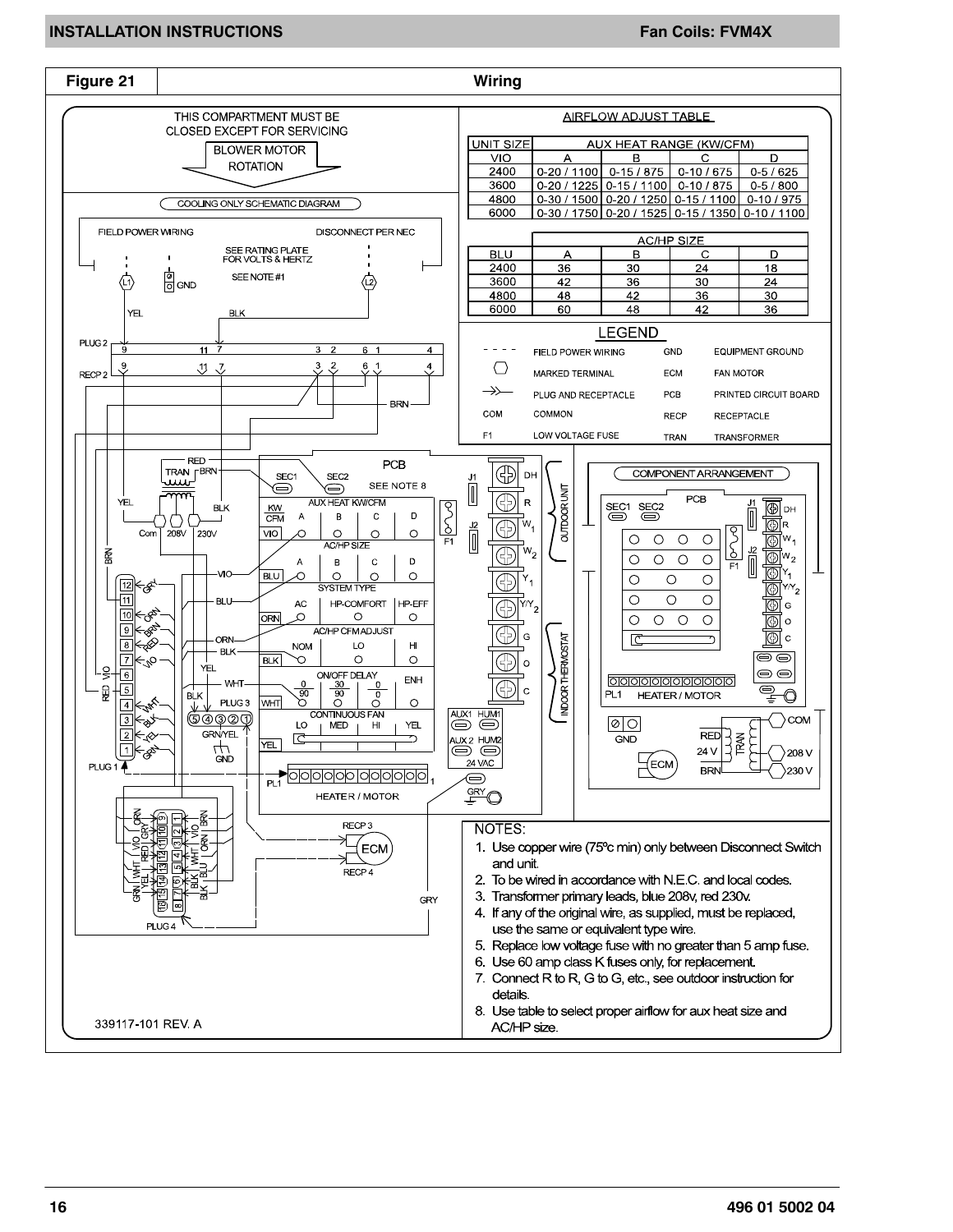**Figure 21 — Wiring**

THIS COMPARTMENT MUST BE CLOSED EXCEPT FOR SERVICING

BLOWER MOTOR ROTATION

COOLING ONLY SCHEMATIC DIAGRAM

AIRFLOW ADJUST TABLE

| UNIT SIZE | AUX HEAT RANGE (KW/CFM) | | | |
|---|---|---|---|---|
| VIO | A | B | C | D |
| 2400 | 0-20 / 1100 | 0-15 / 875 | 0-10 / 675 | 0-5 / 625 |
| 3600 | 0-20 / 1225 | 0-15 / 1100 | 0-10 / 875 | 0-5 / 800 |
| 4800 | 0-30 / 1500 | 0-20 / 1250 | 0-15 / 1100 | 0-10 / 975 |
| 6000 | 0-30 / 1750 | 0-20 / 1525 | 0-15 / 1350 | 0-10 / 1100 |

| | AC/HP SIZE | | | |
|---|---|---|---|---|
| BLU | A | B | C | D |
| 2400 | 36 | 30 | 24 | 18 |
| 3600 | 42 | 36 | 30 | 24 |
| 4800 | 48 | 42 | 36 | 30 |
| 6000 | 60 | 48 | 42 | 36 |

LEGEND

| Symbol | Meaning | Abbreviation | Meaning |
|---|---|---|---|
| - - - - | FIELD POWER WIRING | GND | EQUIPMENT GROUND |
| ⬡ | MARKED TERMINAL | ECM | FAN MOTOR |
| →> | PLUG AND RECEPTACLE | PCB | PRINTED CIRCUIT BOARD |
| COM | COMMON | RECP | RECEPTACLE |
| F1 | LOW VOLTAGE FUSE | TRAN | TRANSFORMER |

NOTES:

1. Use copper wire (75°c min) only between Disconnect Switch and unit.
2. To be wired in accordance with N.E.C. and local codes.
3. Transformer primary leads, blue 208v, red 230v.
4. If any of the original wire, as supplied, must be replaced, use the same or equivalent type wire.
5. Replace low voltage fuse with no greater than 5 amp fuse.
6. Use 60 amp class K fuses only, for replacement.
7. Connect R to R, G to G, etc., see outdoor instruction for details.
8. Use table to select proper airflow for aux heat size and AC/HP size.

339117-101 REV. A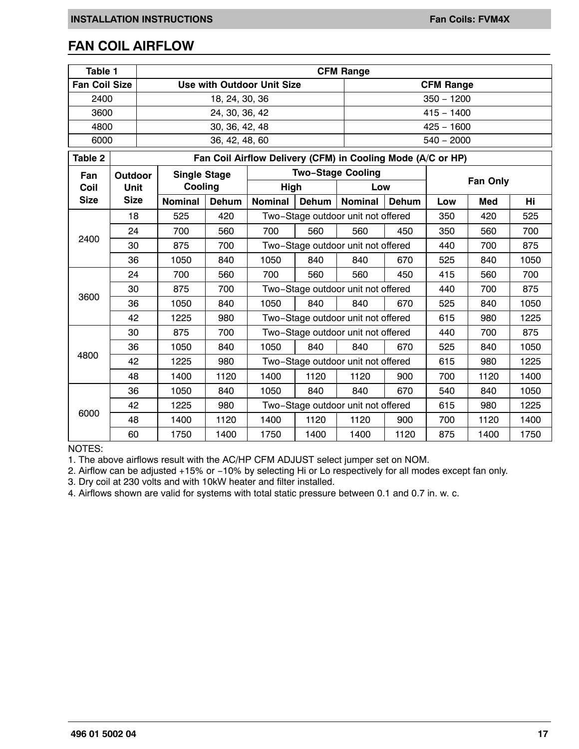## FAN COIL AIRFLOW

| Table 1 | CFM Range | |
|---|---|---|
| Fan Coil Size | Use with Outdoor Unit Size | CFM Range |
| 2400 | 18, 24, 30, 36 | 350 − 1200 |
| 3600 | 24, 30, 36, 42 | 415 − 1400 |
| 4800 | 30, 36, 42, 48 | 425 − 1600 |
| 6000 | 36, 42, 48, 60 | 540 − 2000 |

| Table 2 | Fan Coil Airflow Delivery (CFM) in Cooling Mode (A/C or HP) | | | | | | | | | |
|---|---|---|---|---|---|---|---|---|---|---|
| Fan Coil Size | Outdoor Unit Size | Single Stage Cooling | | Two−Stage Cooling | | | | Fan Only | | |
| | | | | High | | Low | | | | |
| | | Nominal | Dehum | Nominal | Dehum | Nominal | Dehum | Low | Med | Hi |
| 2400 | 18 | 525 | 420 | Two−Stage outdoor unit not offered | | | | 350 | 420 | 525 |
| | 24 | 700 | 560 | 700 | 560 | 560 | 450 | 350 | 560 | 700 |
| | 30 | 875 | 700 | Two−Stage outdoor unit not offered | | | | 440 | 700 | 875 |
| | 36 | 1050 | 840 | 1050 | 840 | 840 | 670 | 525 | 840 | 1050 |
| 3600 | 24 | 700 | 560 | 700 | 560 | 560 | 450 | 415 | 560 | 700 |
| | 30 | 875 | 700 | Two−Stage outdoor unit not offered | | | | 440 | 700 | 875 |
| | 36 | 1050 | 840 | 1050 | 840 | 840 | 670 | 525 | 840 | 1050 |
| | 42 | 1225 | 980 | Two−Stage outdoor unit not offered | | | | 615 | 980 | 1225 |
| 4800 | 30 | 875 | 700 | Two−Stage outdoor unit not offered | | | | 440 | 700 | 875 |
| | 36 | 1050 | 840 | 1050 | 840 | 840 | 670 | 525 | 840 | 1050 |
| | 42 | 1225 | 980 | Two−Stage outdoor unit not offered | | | | 615 | 980 | 1225 |
| | 48 | 1400 | 1120 | 1400 | 1120 | 1120 | 900 | 700 | 1120 | 1400 |
| 6000 | 36 | 1050 | 840 | 1050 | 840 | 840 | 670 | 540 | 840 | 1050 |
| | 42 | 1225 | 980 | Two−Stage outdoor unit not offered | | | | 615 | 980 | 1225 |
| | 48 | 1400 | 1120 | 1400 | 1120 | 1120 | 900 | 700 | 1120 | 1400 |
| | 60 | 1750 | 1400 | 1750 | 1400 | 1400 | 1120 | 875 | 1400 | 1750 |

NOTES:
1. The above airflows result with the AC/HP CFM ADJUST select jumper set on NOM.
2. Airflow can be adjusted +15% or −10% by selecting Hi or Lo respectively for all modes except fan only.
3. Dry coil at 230 volts and with 10kW heater and filter installed.
4. Airflows shown are valid for systems with total static pressure between 0.1 and 0.7 in. w. c.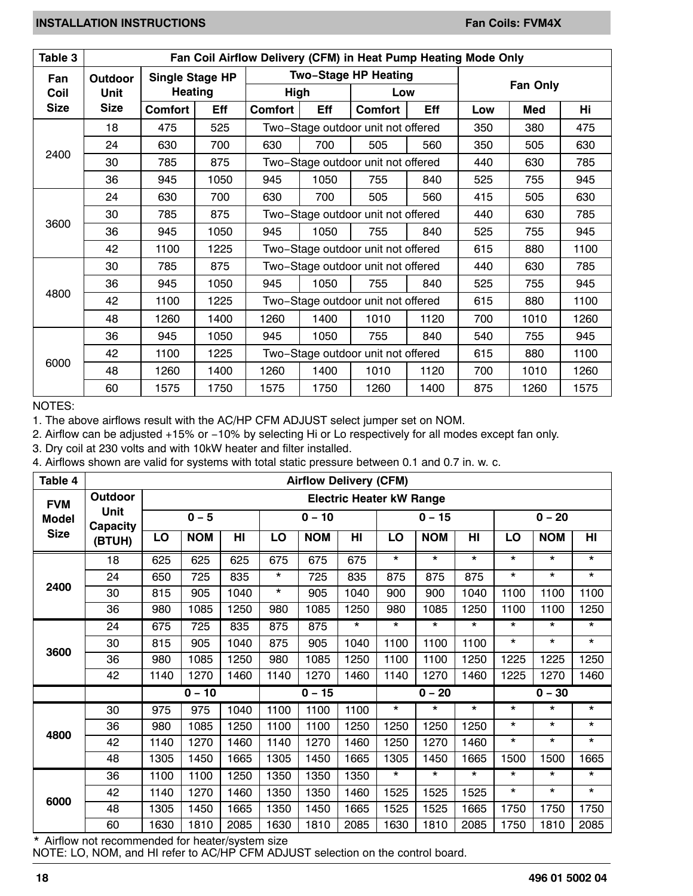| Table 3 | Fan Coil Airflow Delivery (CFM) in Heat Pump Heating Mode Only | | | | | | | | | |
|---|---|---|---|---|---|---|---|---|---|---|
| Fan Coil Size | Outdoor Unit Size | Single Stage HP Heating | | Two−Stage HP Heating | | | | Fan Only | | |
| | | | | High | | Low | | | | |
| | | Comfort | Eff | Comfort | Eff | Comfort | Eff | Low | Med | Hi |
| 2400 | 18 | 475 | 525 | Two−Stage outdoor unit not offered | | | | 350 | 380 | 475 |
| | 24 | 630 | 700 | 630 | 700 | 505 | 560 | 350 | 505 | 630 |
| | 30 | 785 | 875 | Two−Stage outdoor unit not offered | | | | 440 | 630 | 785 |
| | 36 | 945 | 1050 | 945 | 1050 | 755 | 840 | 525 | 755 | 945 |
| 3600 | 24 | 630 | 700 | 630 | 700 | 505 | 560 | 415 | 505 | 630 |
| | 30 | 785 | 875 | Two−Stage outdoor unit not offered | | | | 440 | 630 | 785 |
| | 36 | 945 | 1050 | 945 | 1050 | 755 | 840 | 525 | 755 | 945 |
| | 42 | 1100 | 1225 | Two−Stage outdoor unit not offered | | | | 615 | 880 | 1100 |
| 4800 | 30 | 785 | 875 | Two−Stage outdoor unit not offered | | | | 440 | 630 | 785 |
| | 36 | 945 | 1050 | 945 | 1050 | 755 | 840 | 525 | 755 | 945 |
| | 42 | 1100 | 1225 | Two−Stage outdoor unit not offered | | | | 615 | 880 | 1100 |
| | 48 | 1260 | 1400 | 1260 | 1400 | 1010 | 1120 | 700 | 1010 | 1260 |
| 6000 | 36 | 945 | 1050 | 945 | 1050 | 755 | 840 | 540 | 755 | 945 |
| | 42 | 1100 | 1225 | Two−Stage outdoor unit not offered | | | | 615 | 880 | 1100 |
| | 48 | 1260 | 1400 | 1260 | 1400 | 1010 | 1120 | 700 | 1010 | 1260 |
| | 60 | 1575 | 1750 | 1575 | 1750 | 1260 | 1400 | 875 | 1260 | 1575 |

NOTES:
1. The above airflows result with the AC/HP CFM ADJUST select jumper set on NOM.
2. Airflow can be adjusted +15% or −10% by selecting Hi or Lo respectively for all modes except fan only.
3. Dry coil at 230 volts and with 10kW heater and filter installed.
4. Airflows shown are valid for systems with total static pressure between 0.1 and 0.7 in. w. c.

| Table 4 | Airflow Delivery (CFM) | | | | | | | | | | | |
|---|---|---|---|---|---|---|---|---|---|---|---|---|
| FVM Model Size | Outdoor Unit Capacity (BTUH) | Electric Heater kW Range | | | | | | | | | | |
| | | 0 – 5 | | | 0 – 10 | | | 0 – 15 | | | 0 – 20 | |
| | | LO | NOM | HI | LO | NOM | HI | LO | NOM | HI | LO | NOM | HI |
| **2400** | 18 | 625 | 625 | 625 | 675 | 675 | 675 | * | * | * | * | * | * |
| | 24 | 650 | 725 | 835 | * | 725 | 835 | 875 | 875 | 875 | * | * | * |
| | 30 | 815 | 905 | 1040 | * | 905 | 1040 | 900 | 900 | 1040 | 1100 | 1100 | 1100 |
| | 36 | 980 | 1085 | 1250 | 980 | 1085 | 1250 | 980 | 1085 | 1250 | 1100 | 1100 | 1250 |
| **3600** | 24 | 675 | 725 | 835 | 875 | 875 | * | * | * | * | * | * | * |
| | 30 | 815 | 905 | 1040 | 875 | 905 | 1040 | 1100 | 1100 | 1100 | * | * | * |
| | 36 | 980 | 1085 | 1250 | 980 | 1085 | 1250 | 1100 | 1100 | 1250 | 1225 | 1225 | 1250 |
| | 42 | 1140 | 1270 | 1460 | 1140 | 1270 | 1460 | 1140 | 1270 | 1460 | 1225 | 1270 | 1460 |
| | | 0 – 10 | | | 0 – 15 | | | 0 – 20 | | | 0 – 30 | | |
| **4800** | 30 | 975 | 975 | 1040 | 1100 | 1100 | 1100 | * | * | * | * | * | * |
| | 36 | 980 | 1085 | 1250 | 1100 | 1100 | 1250 | 1250 | 1250 | 1250 | * | * | * |
| | 42 | 1140 | 1270 | 1460 | 1140 | 1270 | 1460 | 1250 | 1270 | 1460 | * | * | * |
| | 48 | 1305 | 1450 | 1665 | 1305 | 1450 | 1665 | 1305 | 1450 | 1665 | 1500 | 1500 | 1665 |
| **6000** | 36 | 1100 | 1100 | 1250 | 1350 | 1350 | 1350 | * | * | * | * | * | * |
| | 42 | 1140 | 1270 | 1460 | 1350 | 1350 | 1460 | 1525 | 1525 | 1525 | * | * | * |
| | 48 | 1305 | 1450 | 1665 | 1350 | 1450 | 1665 | 1525 | 1525 | 1665 | 1750 | 1750 | 1750 |
| | 60 | 1630 | 1810 | 2085 | 1630 | 1810 | 2085 | 1630 | 1810 | 2085 | 1750 | 1810 | 2085 |

\* Airflow not recommended for heater/system size

NOTE: LO, NOM, and HI refer to AC/HP CFM ADJUST selection on the control board.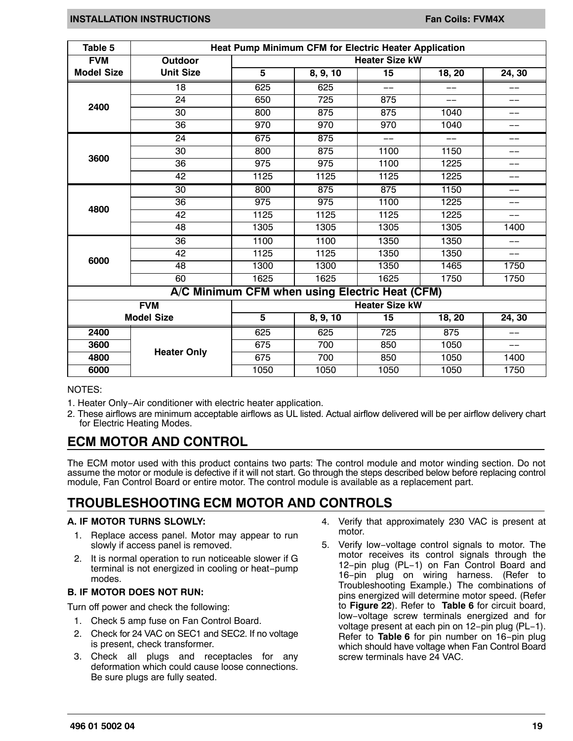| Table 5 | Heat Pump Minimum CFM for Electric Heater Application | | | | | |
|---|---|---|---|---|---|---|
| FVM Model Size | Outdoor Unit Size | Heater Size kW | | | | |
| | | 5 | 8, 9, 10 | 15 | 18, 20 | 24, 30 |
| 2400 | 18 | 625 | 625 | −− | −− | −− |
| | 24 | 650 | 725 | 875 | −− | −− |
| | 30 | 800 | 875 | 875 | 1040 | −− |
| | 36 | 970 | 970 | 970 | 1040 | −− |
| 3600 | 24 | 675 | 875 | −− | −− | −− |
| | 30 | 800 | 875 | 1100 | 1150 | −− |
| | 36 | 975 | 975 | 1100 | 1225 | −− |
| | 42 | 1125 | 1125 | 1125 | 1225 | −− |
| 4800 | 30 | 800 | 875 | 875 | 1150 | −− |
| | 36 | 975 | 975 | 1100 | 1225 | −− |
| | 42 | 1125 | 1125 | 1125 | 1225 | −− |
| | 48 | 1305 | 1305 | 1305 | 1305 | 1400 |
| 6000 | 36 | 1100 | 1100 | 1350 | 1350 | −− |
| | 42 | 1125 | 1125 | 1350 | 1350 | −− |
| | 48 | 1300 | 1300 | 1350 | 1465 | 1750 |
| | 60 | 1625 | 1625 | 1625 | 1750 | 1750 |
| **A/C Minimum CFM when using Electric Heat (CFM)** | | | | | | |
| FVM Model Size | | Heater Size kW | | | | |
| | | 5 | 8, 9, 10 | 15 | 18, 20 | 24, 30 |
| 2400 | Heater Only | 625 | 625 | 725 | 875 | −− |
| 3600 | | 675 | 700 | 850 | 1050 | −− |
| 4800 | | 675 | 700 | 850 | 1050 | 1400 |
| 6000 | | 1050 | 1050 | 1050 | 1050 | 1750 |

NOTES:

1. Heater Only−Air conditioner with electric heater application.
2. These airflows are minimum acceptable airflows as UL listed. Actual airflow delivered will be per airflow delivery chart for Electric Heating Modes.

## ECM MOTOR AND CONTROL

The ECM motor used with this product contains two parts: The control module and motor winding section. Do not assume the motor or module is defective if it will not start. Go through the steps described below before replacing control module, Fan Control Board or entire motor. The control module is available as a replacement part.

## TROUBLESHOOTING ECM MOTOR AND CONTROLS

### A. IF MOTOR TURNS SLOWLY:

1. Replace access panel. Motor may appear to run slowly if access panel is removed.
2. It is normal operation to run noticeable slower if G terminal is not energized in cooling or heat−pump modes.

### B. IF MOTOR DOES NOT RUN:

Turn off power and check the following:

1. Check 5 amp fuse on Fan Control Board.
2. Check for 24 VAC on SEC1 and SEC2. If no voltage is present, check transformer.
3. Check all plugs and receptacles for any deformation which could cause loose connections. Be sure plugs are fully seated.
4. Verify that approximately 230 VAC is present at motor.
5. Verify low−voltage control signals to motor. The motor receives its control signals through the 12−pin plug (PL−1) on Fan Control Board and 16−pin plug on wiring harness. (Refer to Troubleshooting Example.) The combinations of pins energized will determine motor speed. (Refer to **Figure 22**). Refer to **Table 6** for circuit board, low−voltage screw terminals energized and for voltage present at each pin on 12−pin plug (PL−1). Refer to **Table 6** for pin number on 16−pin plug which should have voltage when Fan Control Board screw terminals have 24 VAC.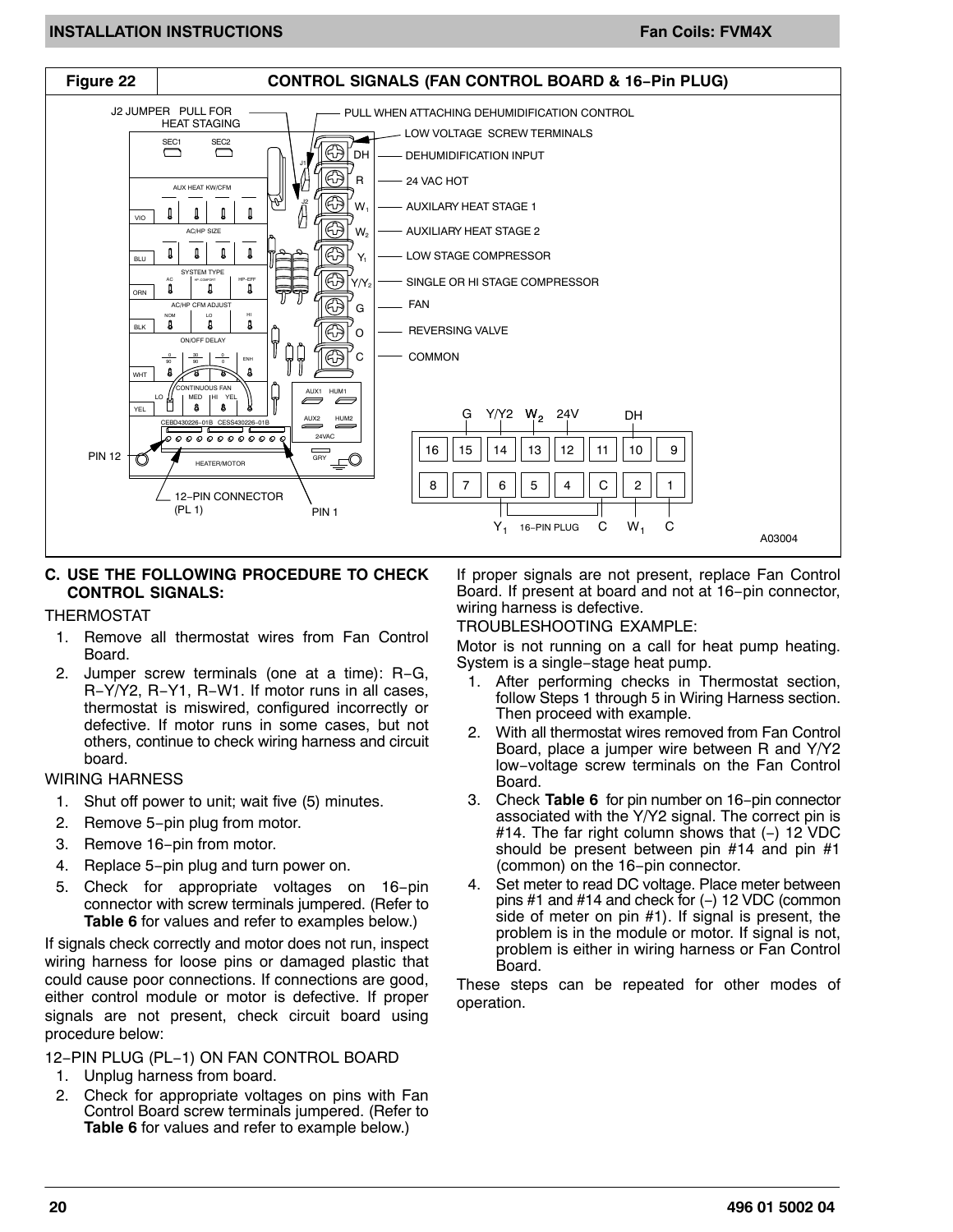**Figure 22 CONTROL SIGNALS (FAN CONTROL BOARD & 16−Pin PLUG)**

J2 JUMPER PULL FOR HEAT STAGING

PULL WHEN ATTACHING DEHUMIDIFICATION CONTROL

LOW VOLTAGE SCREW TERMINALS

DH — DEHUMIDIFICATION INPUT
R — 24 VAC HOT
$W_1$ — AUXILARY HEAT STAGE 1
$W_2$ — AUXILIARY HEAT STAGE 2
$Y_1$ — LOW STAGE COMPRESSOR
$Y/Y_2$ — SINGLE OR HI STAGE COMPRESSOR
G — FAN
O — REVERSING VALVE
C — COMMON

PIN 12

12−PIN CONNECTOR (PL 1)

PIN 1

16−PIN PLUG

A03004

## C. USE THE FOLLOWING PROCEDURE TO CHECK CONTROL SIGNALS:

THERMOSTAT

1. Remove all thermostat wires from Fan Control Board.
2. Jumper screw terminals (one at a time): R−G, R−Y/Y2, R−Y1, R−W1. If motor runs in all cases, thermostat is miswired, configured incorrectly or defective. If motor runs in some cases, but not others, continue to check wiring harness and circuit board.

WIRING HARNESS

1. Shut off power to unit; wait five (5) minutes.
2. Remove 5−pin plug from motor.
3. Remove 16−pin from motor.
4. Replace 5−pin plug and turn power on.
5. Check for appropriate voltages on 16−pin connector with screw terminals jumpered. (Refer to **Table 6** for values and refer to examples below.)

If signals check correctly and motor does not run, inspect wiring harness for loose pins or damaged plastic that could cause poor connections. If connections are good, either control module or motor is defective. If proper signals are not present, check circuit board using procedure below:

12−PIN PLUG (PL−1) ON FAN CONTROL BOARD

1. Unplug harness from board.
2. Check for appropriate voltages on pins with Fan Control Board screw terminals jumpered. (Refer to **Table 6** for values and refer to example below.)

If proper signals are not present, replace Fan Control Board. If present at board and not at 16−pin connector, wiring harness is defective.

TROUBLESHOOTING EXAMPLE:

Motor is not running on a call for heat pump heating. System is a single−stage heat pump.

1. After performing checks in Thermostat section, follow Steps 1 through 5 in Wiring Harness section. Then proceed with example.
2. With all thermostat wires removed from Fan Control Board, place a jumper wire between R and Y/Y2 low−voltage screw terminals on the Fan Control Board.
3. Check **Table 6** for pin number on 16−pin connector associated with the Y/Y2 signal. The correct pin is #14. The far right column shows that (−) 12 VDC should be present between pin #14 and pin #1 (common) on the 16−pin connector.
4. Set meter to read DC voltage. Place meter between pins #1 and #14 and check for (−) 12 VDC (common side of meter on pin #1). If signal is present, the problem is in the module or motor. If signal is not, problem is either in wiring harness or Fan Control Board.

These steps can be repeated for other modes of operation.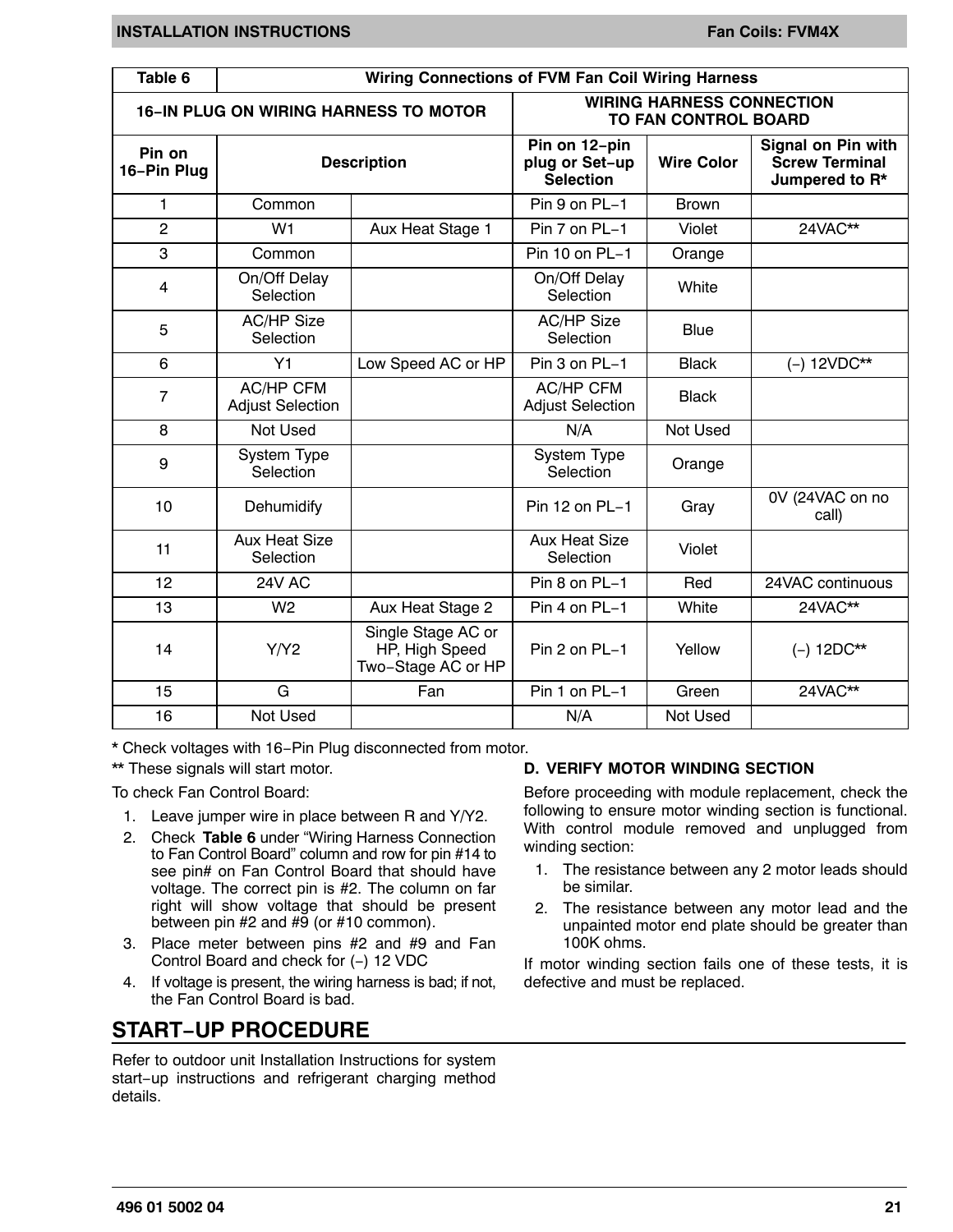| Table 6 | Wiring Connections of FVM Fan Coil Wiring Harness | | | | |
|---|---|---|---|---|---|
| 16−IN PLUG ON WIRING HARNESS TO MOTOR | | | WIRING HARNESS CONNECTION TO FAN CONTROL BOARD | | |
| Pin on 16−Pin Plug | Description | | Pin on 12−pin plug or Set−up Selection | Wire Color | Signal on Pin with Screw Terminal Jumpered to R* |
| 1 | Common | | Pin 9 on PL−1 | Brown | |
| 2 | W1 | Aux Heat Stage 1 | Pin 7 on PL−1 | Violet | 24VAC** |
| 3 | Common | | Pin 10 on PL−1 | Orange | |
| 4 | On/Off Delay Selection | | On/Off Delay Selection | White | |
| 5 | AC/HP Size Selection | | AC/HP Size Selection | Blue | |
| 6 | Y1 | Low Speed AC or HP | Pin 3 on PL−1 | Black | (−) 12VDC** |
| 7 | AC/HP CFM Adjust Selection | | AC/HP CFM Adjust Selection | Black | |
| 8 | Not Used | | N/A | Not Used | |
| 9 | System Type Selection | | System Type Selection | Orange | |
| 10 | Dehumidify | | Pin 12 on PL−1 | Gray | 0V (24VAC on no call) |
| 11 | Aux Heat Size Selection | | Aux Heat Size Selection | Violet | |
| 12 | 24V AC | | Pin 8 on PL−1 | Red | 24VAC continuous |
| 13 | W2 | Aux Heat Stage 2 | Pin 4 on PL−1 | White | 24VAC** |
| 14 | Y/Y2 | Single Stage AC or HP, High Speed Two−Stage AC or HP | Pin 2 on PL−1 | Yellow | (−) 12DC** |
| 15 | G | Fan | Pin 1 on PL−1 | Green | 24VAC** |
| 16 | Not Used | | N/A | Not Used | |

* Check voltages with 16−Pin Plug disconnected from motor.

** These signals will start motor.

To check Fan Control Board:

1. Leave jumper wire in place between R and Y/Y2.
2. Check **Table 6** under "Wiring Harness Connection to Fan Control Board" column and row for pin #14 to see pin# on Fan Control Board that should have voltage. The correct pin is #2. The column on far right will show voltage that should be present between pin #2 and #9 (or #10 common).
3. Place meter between pins #2 and #9 and Fan Control Board and check for (−) 12 VDC
4. If voltage is present, the wiring harness is bad; if not, the Fan Control Board is bad.

### D. VERIFY MOTOR WINDING SECTION

Before proceeding with module replacement, check the following to ensure motor winding section is functional. With control module removed and unplugged from winding section:

1. The resistance between any 2 motor leads should be similar.
2. The resistance between any motor lead and the unpainted motor end plate should be greater than 100K ohms.

If motor winding section fails one of these tests, it is defective and must be replaced.

## START−UP PROCEDURE

Refer to outdoor unit Installation Instructions for system start−up instructions and refrigerant charging method details.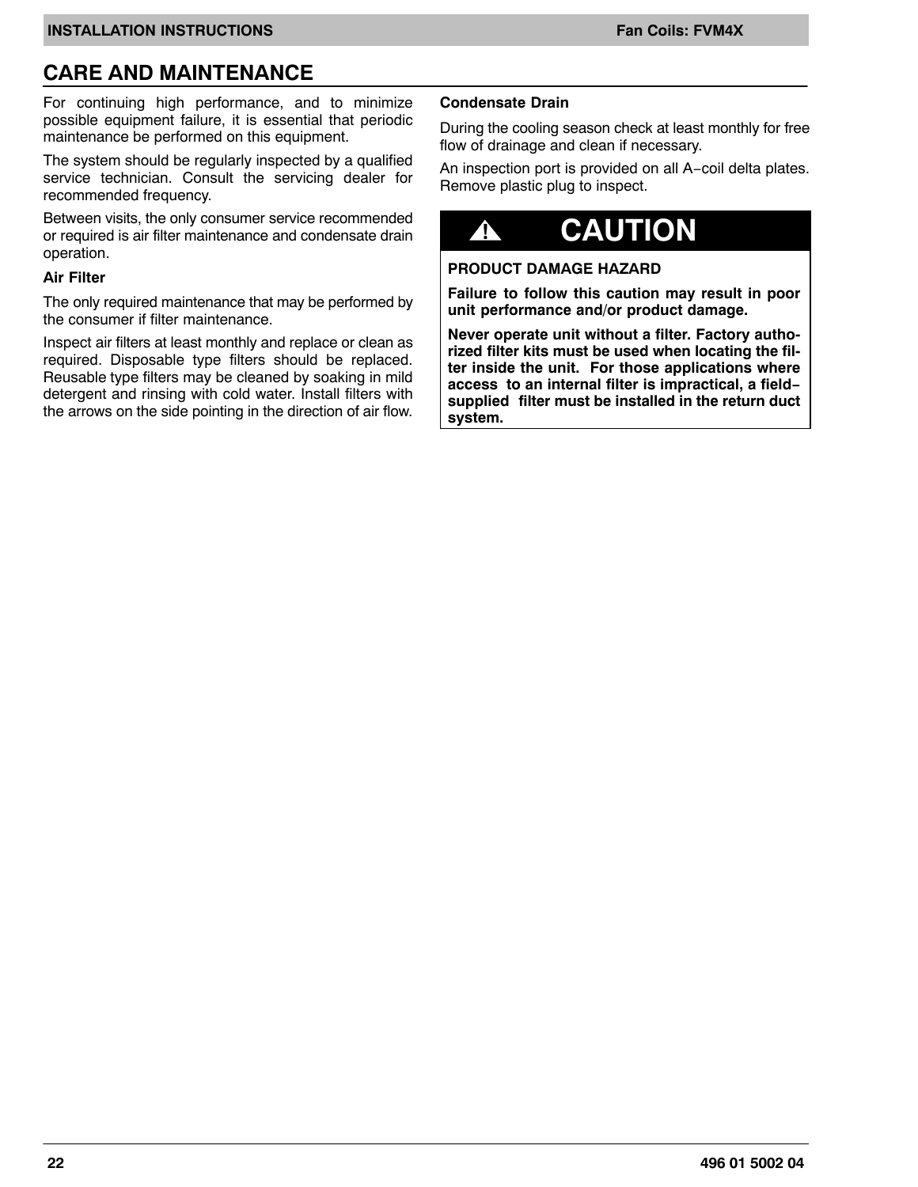## CARE AND MAINTENANCE

For continuing high performance, and to minimize possible equipment failure, it is essential that periodic maintenance be performed on this equipment.

The system should be regularly inspected by a qualified service technician. Consult the servicing dealer for recommended frequency.

Between visits, the only consumer service recommended or required is air filter maintenance and condensate drain operation.

**Air Filter**

The only required maintenance that may be performed by the consumer if filter maintenance.

Inspect air filters at least monthly and replace or clean as required. Disposable type filters should be replaced. Reusable type filters may be cleaned by soaking in mild detergent and rinsing with cold water. Install filters with the arrows on the side pointing in the direction of air flow.

**Condensate Drain**

During the cooling season check at least monthly for free flow of drainage and clean if necessary.

An inspection port is provided on all A−coil delta plates. Remove plastic plug to inspect.

> **⚠ CAUTION**
>
> **PRODUCT DAMAGE HAZARD**
>
> **Failure to follow this caution may result in poor unit performance and/or product damage.**
>
> **Never operate unit without a filter. Factory authorized filter kits must be used when locating the filter inside the unit. For those applications where access to an internal filter is impractical, a field−supplied filter must be installed in the return duct system.**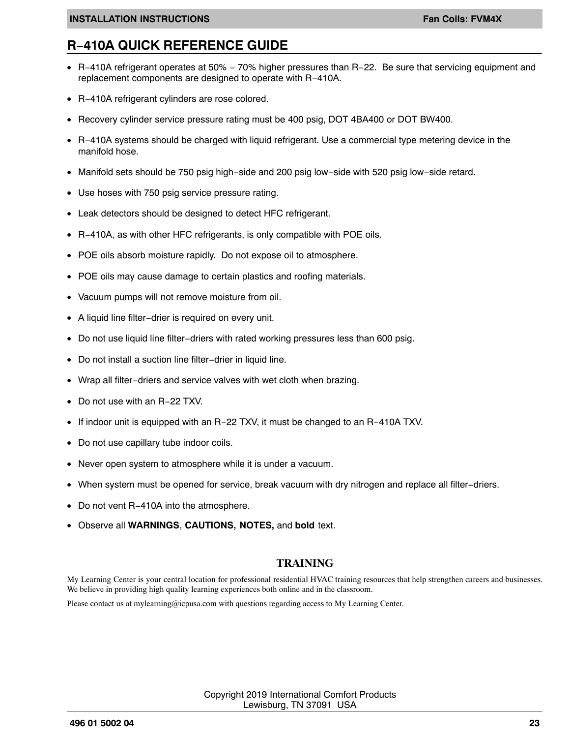## R−410A QUICK REFERENCE GUIDE

- R−410A refrigerant operates at 50% − 70% higher pressures than R−22. Be sure that servicing equipment and replacement components are designed to operate with R−410A.
- R−410A refrigerant cylinders are rose colored.
- Recovery cylinder service pressure rating must be 400 psig, DOT 4BA400 or DOT BW400.
- R−410A systems should be charged with liquid refrigerant. Use a commercial type metering device in the manifold hose.
- Manifold sets should be 750 psig high−side and 200 psig low−side with 520 psig low−side retard.
- Use hoses with 750 psig service pressure rating.
- Leak detectors should be designed to detect HFC refrigerant.
- R−410A, as with other HFC refrigerants, is only compatible with POE oils.
- POE oils absorb moisture rapidly. Do not expose oil to atmosphere.
- POE oils may cause damage to certain plastics and roofing materials.
- Vacuum pumps will not remove moisture from oil.
- A liquid line filter−drier is required on every unit.
- Do not use liquid line filter−driers with rated working pressures less than 600 psig.
- Do not install a suction line filter−drier in liquid line.
- Wrap all filter−driers and service valves with wet cloth when brazing.
- Do not use with an R−22 TXV.
- If indoor unit is equipped with an R−22 TXV, it must be changed to an R−410A TXV.
- Do not use capillary tube indoor coils.
- Never open system to atmosphere while it is under a vacuum.
- When system must be opened for service, break vacuum with dry nitrogen and replace all filter−driers.
- Do not vent R−410A into the atmosphere.
- Observe all **WARNINGS**, **CAUTIONS, NOTES,** and **bold** text.

## TRAINING

My Learning Center is your central location for professional residential HVAC training resources that help strengthen careers and businesses. We believe in providing high quality learning experiences both online and in the classroom.

Please contact us at mylearning@icpusa.com with questions regarding access to My Learning Center.

Copyright 2019 International Comfort Products
Lewisburg, TN 37091 USA

496 01 5002 04